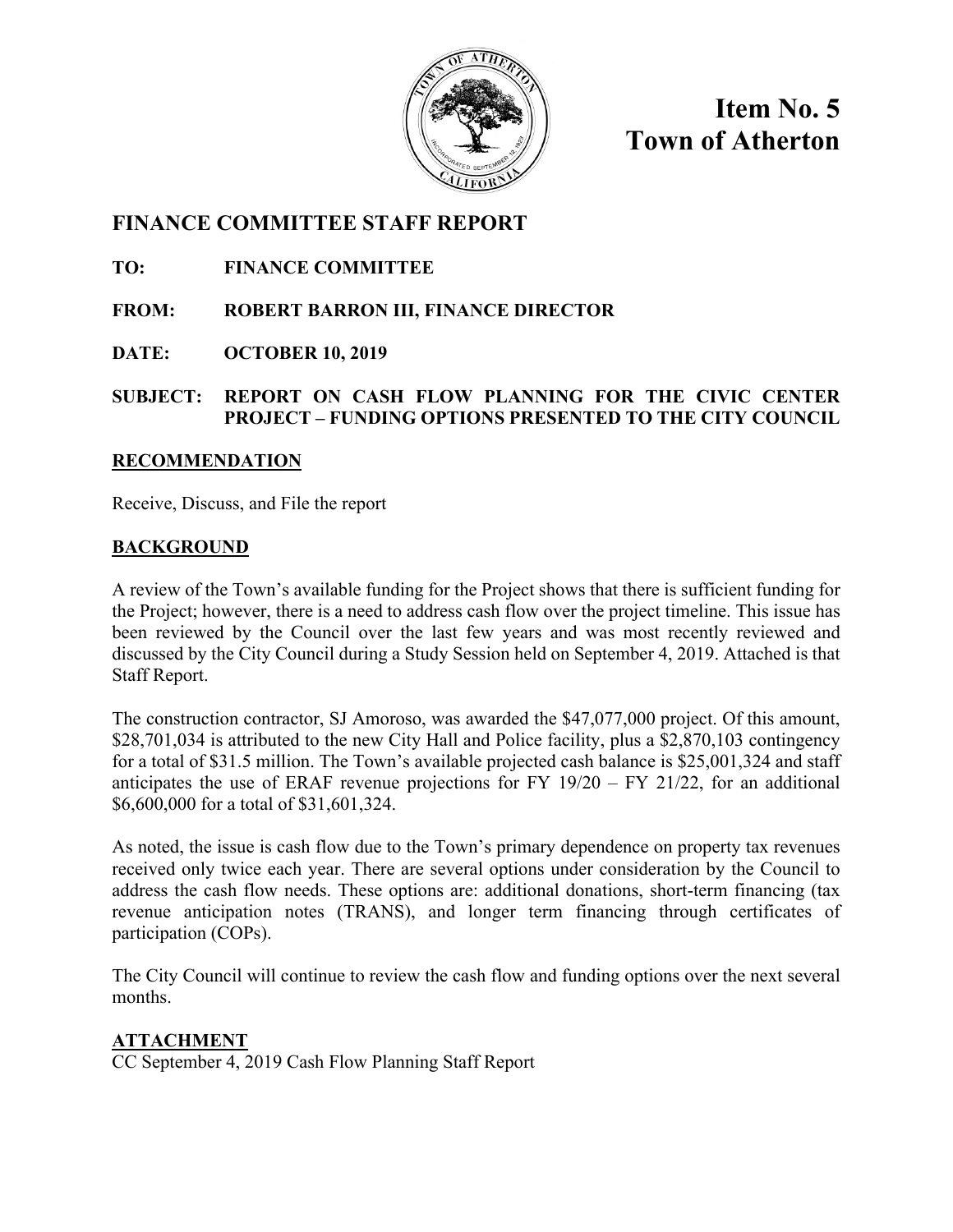**Item No. 5**
**Town of Atherton**

## FINANCE COMMITTEE STAFF REPORT

**TO:** **FINANCE COMMITTEE**

**FROM:** **ROBERT BARRON III, FINANCE DIRECTOR**

**DATE:** **OCTOBER 10, 2019**

**SUBJECT:** **REPORT ON CASH FLOW PLANNING FOR THE CIVIC CENTER PROJECT – FUNDING OPTIONS PRESENTED TO THE CITY COUNCIL**

### RECOMMENDATION

Receive, Discuss, and File the report

### BACKGROUND

A review of the Town's available funding for the Project shows that there is sufficient funding for the Project; however, there is a need to address cash flow over the project timeline. This issue has been reviewed by the Council over the last few years and was most recently reviewed and discussed by the City Council during a Study Session held on September 4, 2019. Attached is that Staff Report.

The construction contractor, SJ Amoroso, was awarded the $47,077,000 project. Of this amount, $28,701,034 is attributed to the new City Hall and Police facility, plus a $2,870,103 contingency for a total of $31.5 million. The Town's available projected cash balance is $25,001,324 and staff anticipates the use of ERAF revenue projections for FY 19/20 – FY 21/22, for an additional $6,600,000 for a total of $31,601,324.

As noted, the issue is cash flow due to the Town's primary dependence on property tax revenues received only twice each year. There are several options under consideration by the Council to address the cash flow needs. These options are: additional donations, short-term financing (tax revenue anticipation notes (TRANS), and longer term financing through certificates of participation (COPs).

The City Council will continue to review the cash flow and funding options over the next several months.

### ATTACHMENT

CC September 4, 2019 Cash Flow Planning Staff Report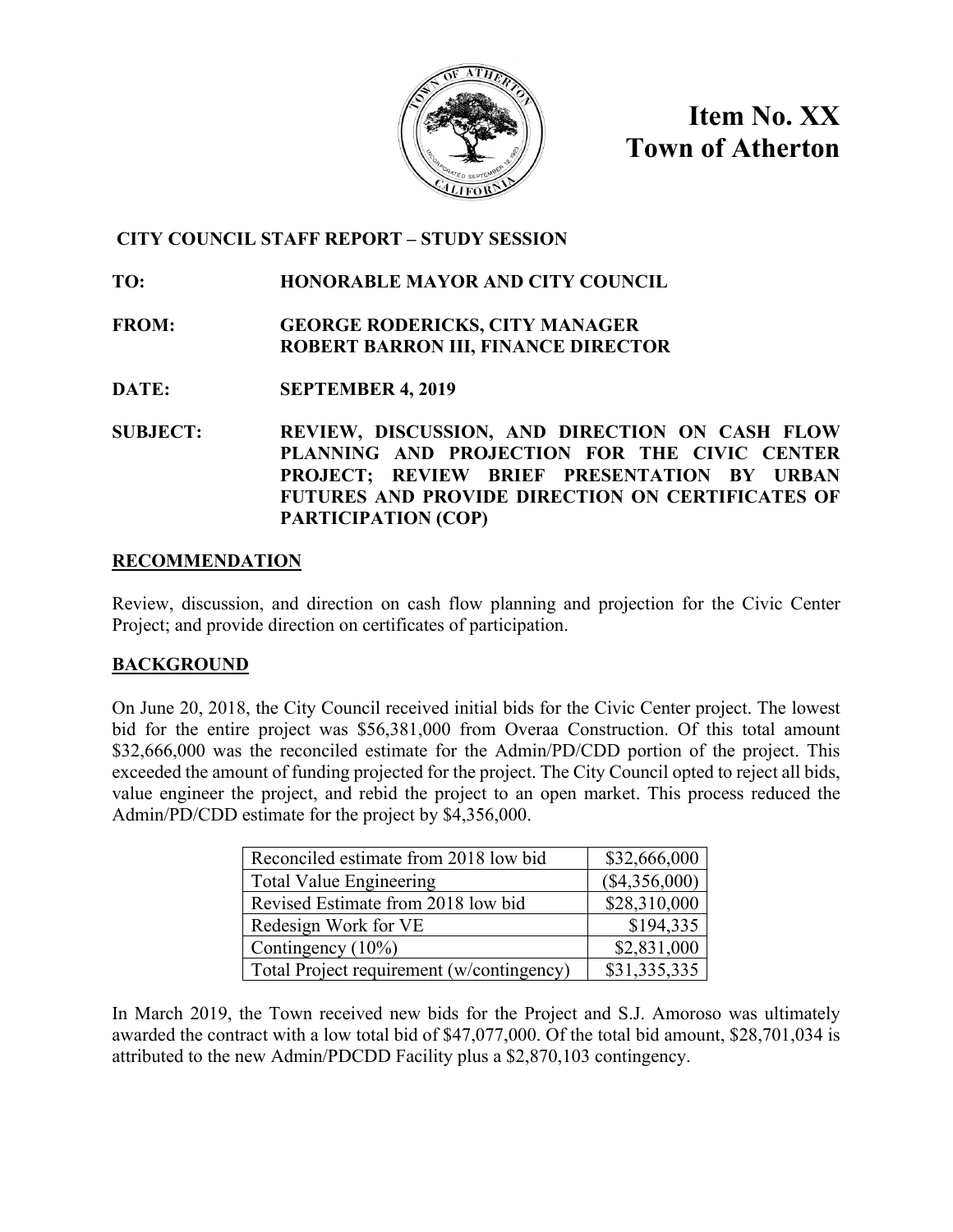**Item No. XX**
**Town of Atherton**

**CITY COUNCIL STAFF REPORT – STUDY SESSION**

**TO:** HONORABLE MAYOR AND CITY COUNCIL

**FROM:** GEORGE RODERICKS, CITY MANAGER
ROBERT BARRON III, FINANCE DIRECTOR

**DATE:** SEPTEMBER 4, 2019

**SUBJECT:** REVIEW, DISCUSSION, AND DIRECTION ON CASH FLOW PLANNING AND PROJECTION FOR THE CIVIC CENTER PROJECT; REVIEW BRIEF PRESENTATION BY URBAN FUTURES AND PROVIDE DIRECTION ON CERTIFICATES OF PARTICIPATION (COP)

## RECOMMENDATION

Review, discussion, and direction on cash flow planning and projection for the Civic Center Project; and provide direction on certificates of participation.

## BACKGROUND

On June 20, 2018, the City Council received initial bids for the Civic Center project. The lowest bid for the entire project was $56,381,000 from Overaa Construction. Of this total amount $32,666,000 was the reconciled estimate for the Admin/PD/CDD portion of the project. This exceeded the amount of funding projected for the project. The City Council opted to reject all bids, value engineer the project, and rebid the project to an open market. This process reduced the Admin/PD/CDD estimate for the project by $4,356,000.

| | |
|---|---|
| Reconciled estimate from 2018 low bid | $32,666,000 |
| Total Value Engineering | ($4,356,000) |
| Revised Estimate from 2018 low bid | $28,310,000 |
| Redesign Work for VE | $194,335 |
| Contingency (10%) | $2,831,000 |
| Total Project requirement (w/contingency) | $31,335,335 |

In March 2019, the Town received new bids for the Project and S.J. Amoroso was ultimately awarded the contract with a low total bid of $47,077,000. Of the total bid amount, $28,701,034 is attributed to the new Admin/PDCDD Facility plus a $2,870,103 contingency.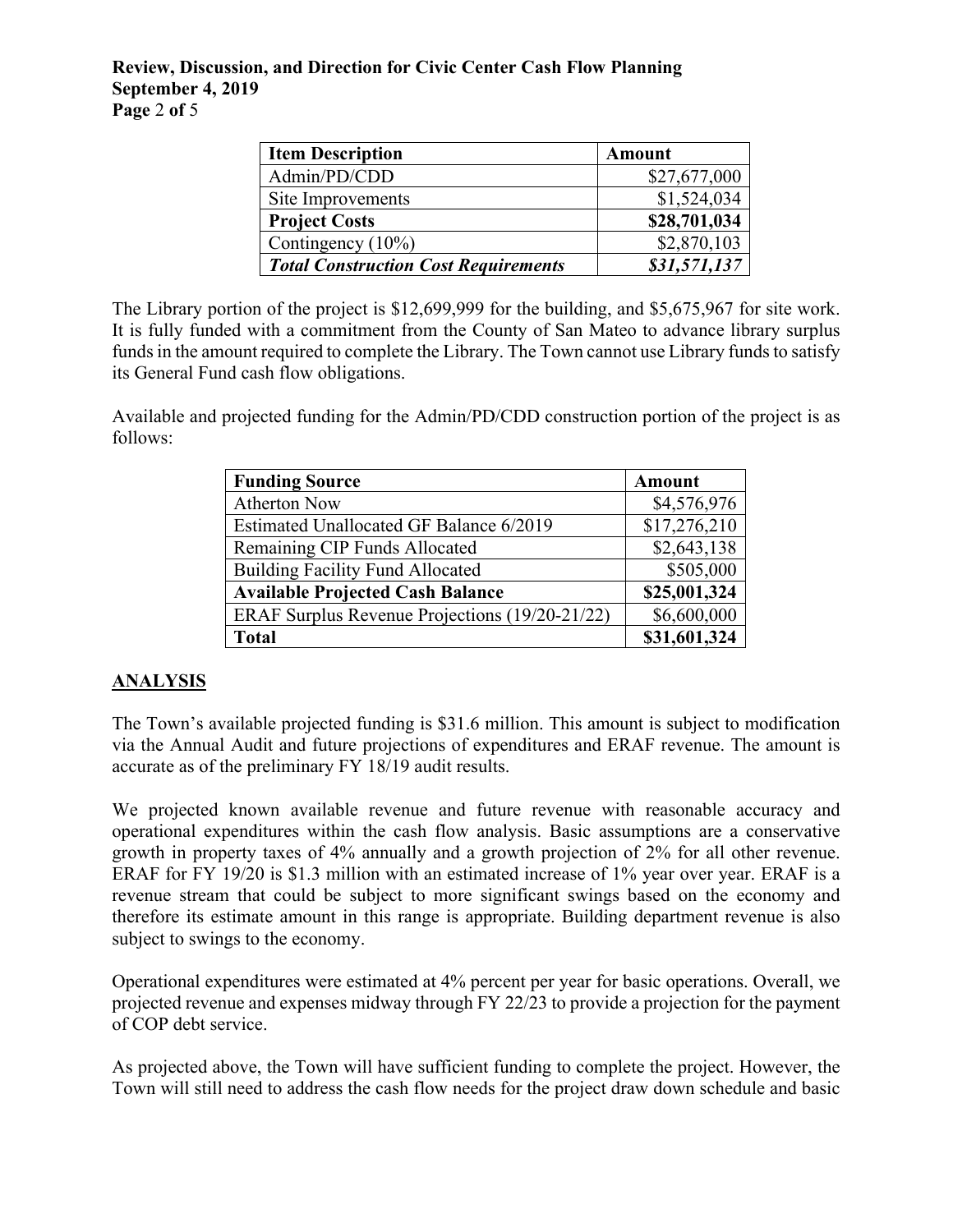| Item Description | Amount |
| --- | --- |
| Admin/PD/CDD | $27,677,000 |
| Site Improvements | $1,524,034 |
| **Project Costs** | **$28,701,034** |
| Contingency (10%) | $2,870,103 |
| ***Total Construction Cost Requirements*** | ***$31,571,137*** |

The Library portion of the project is $12,699,999 for the building, and $5,675,967 for site work. It is fully funded with a commitment from the County of San Mateo to advance library surplus funds in the amount required to complete the Library. The Town cannot use Library funds to satisfy its General Fund cash flow obligations.

Available and projected funding for the Admin/PD/CDD construction portion of the project is as follows:

| Funding Source | Amount |
| --- | --- |
| Atherton Now | $4,576,976 |
| Estimated Unallocated GF Balance 6/2019 | $17,276,210 |
| Remaining CIP Funds Allocated | $2,643,138 |
| Building Facility Fund Allocated | $505,000 |
| **Available Projected Cash Balance** | **$25,001,324** |
| ERAF Surplus Revenue Projections (19/20-21/22) | $6,600,000 |
| **Total** | **$31,601,324** |

## ANALYSIS

The Town's available projected funding is $31.6 million. This amount is subject to modification via the Annual Audit and future projections of expenditures and ERAF revenue. The amount is accurate as of the preliminary FY 18/19 audit results.

We projected known available revenue and future revenue with reasonable accuracy and operational expenditures within the cash flow analysis. Basic assumptions are a conservative growth in property taxes of 4% annually and a growth projection of 2% for all other revenue. ERAF for FY 19/20 is $1.3 million with an estimated increase of 1% year over year. ERAF is a revenue stream that could be subject to more significant swings based on the economy and therefore its estimate amount in this range is appropriate. Building department revenue is also subject to swings to the economy.

Operational expenditures were estimated at 4% percent per year for basic operations. Overall, we projected revenue and expenses midway through FY 22/23 to provide a projection for the payment of COP debt service.

As projected above, the Town will have sufficient funding to complete the project. However, the Town will still need to address the cash flow needs for the project draw down schedule and basic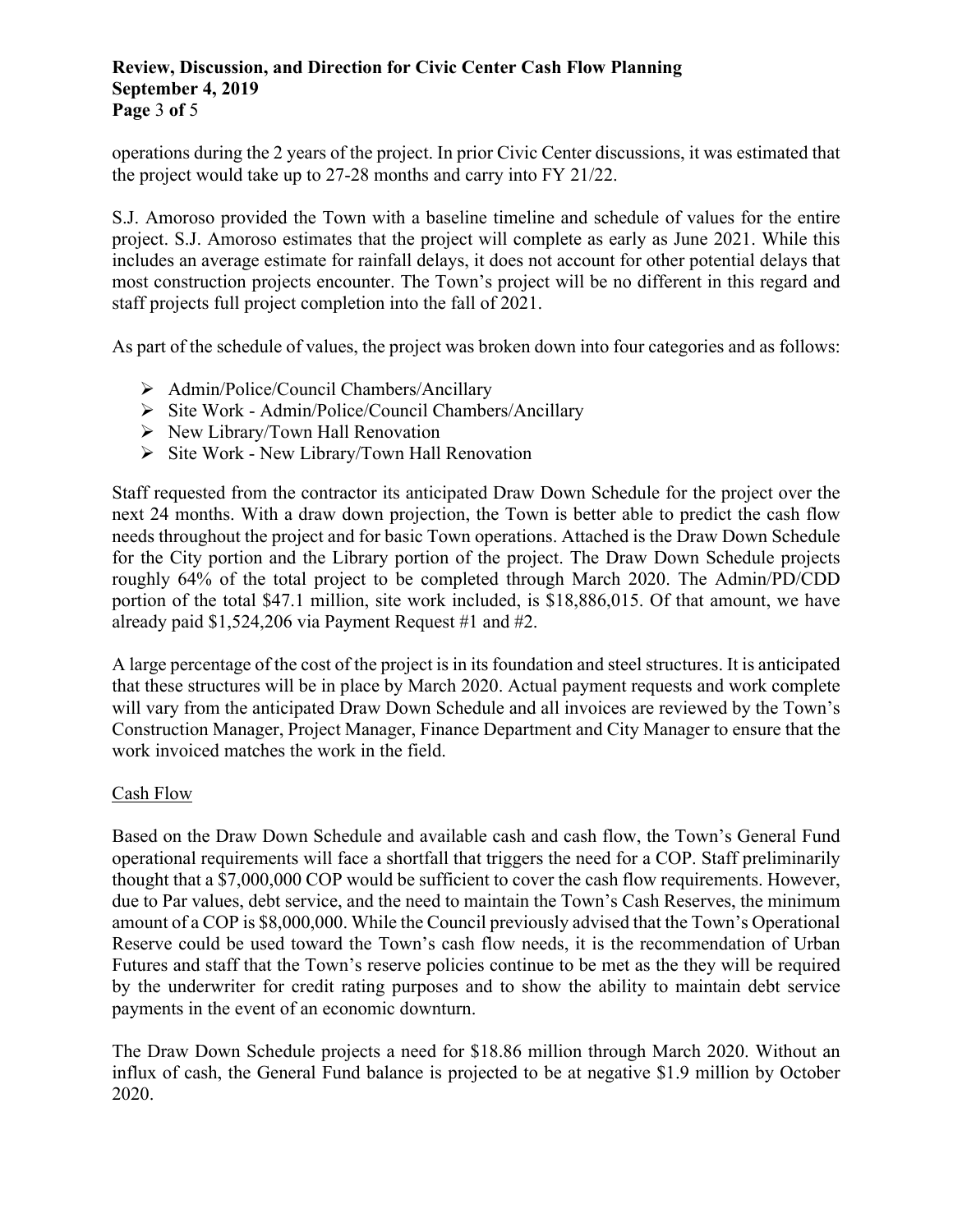operations during the 2 years of the project. In prior Civic Center discussions, it was estimated that the project would take up to 27-28 months and carry into FY 21/22.

S.J. Amoroso provided the Town with a baseline timeline and schedule of values for the entire project. S.J. Amoroso estimates that the project will complete as early as June 2021. While this includes an average estimate for rainfall delays, it does not account for other potential delays that most construction projects encounter. The Town's project will be no different in this regard and staff projects full project completion into the fall of 2021.

As part of the schedule of values, the project was broken down into four categories and as follows:

- Admin/Police/Council Chambers/Ancillary
- Site Work - Admin/Police/Council Chambers/Ancillary
- New Library/Town Hall Renovation
- Site Work - New Library/Town Hall Renovation

Staff requested from the contractor its anticipated Draw Down Schedule for the project over the next 24 months. With a draw down projection, the Town is better able to predict the cash flow needs throughout the project and for basic Town operations. Attached is the Draw Down Schedule for the City portion and the Library portion of the project. The Draw Down Schedule projects roughly 64% of the total project to be completed through March 2020. The Admin/PD/CDD portion of the total $47.1 million, site work included, is $18,886,015. Of that amount, we have already paid $1,524,206 via Payment Request #1 and #2.

A large percentage of the cost of the project is in its foundation and steel structures. It is anticipated that these structures will be in place by March 2020. Actual payment requests and work complete will vary from the anticipated Draw Down Schedule and all invoices are reviewed by the Town's Construction Manager, Project Manager, Finance Department and City Manager to ensure that the work invoiced matches the work in the field.

## Cash Flow

Based on the Draw Down Schedule and available cash and cash flow, the Town's General Fund operational requirements will face a shortfall that triggers the need for a COP. Staff preliminarily thought that a $7,000,000 COP would be sufficient to cover the cash flow requirements. However, due to Par values, debt service, and the need to maintain the Town's Cash Reserves, the minimum amount of a COP is $8,000,000. While the Council previously advised that the Town's Operational Reserve could be used toward the Town's cash flow needs, it is the recommendation of Urban Futures and staff that the Town's reserve policies continue to be met as the they will be required by the underwriter for credit rating purposes and to show the ability to maintain debt service payments in the event of an economic downturn.

The Draw Down Schedule projects a need for $18.86 million through March 2020. Without an influx of cash, the General Fund balance is projected to be at negative $1.9 million by October 2020.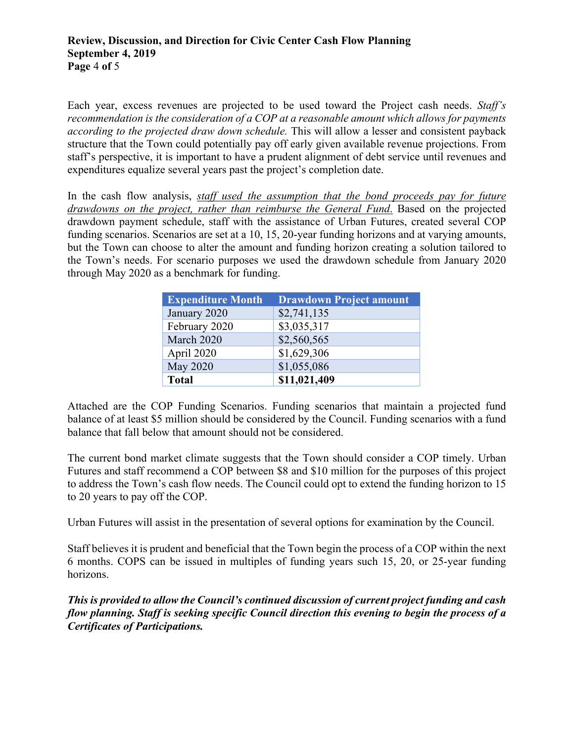Each year, excess revenues are projected to be used toward the Project cash needs. *Staff's recommendation is the consideration of a COP at a reasonable amount which allows for payments according to the projected draw down schedule.* This will allow a lesser and consistent payback structure that the Town could potentially pay off early given available revenue projections. From staff's perspective, it is important to have a prudent alignment of debt service until revenues and expenditures equalize several years past the project's completion date.

In the cash flow analysis, *staff used the assumption that the bond proceeds pay for future drawdowns on the project, rather than reimburse the General Fund.* Based on the projected drawdown payment schedule, staff with the assistance of Urban Futures, created several COP funding scenarios. Scenarios are set at a 10, 15, 20-year funding horizons and at varying amounts, but the Town can choose to alter the amount and funding horizon creating a solution tailored to the Town's needs. For scenario purposes we used the drawdown schedule from January 2020 through May 2020 as a benchmark for funding.

| Expenditure Month | Drawdown Project amount |
| --- | --- |
| January 2020 | $2,741,135 |
| February 2020 | $3,035,317 |
| March 2020 | $2,560,565 |
| April 2020 | $1,629,306 |
| May 2020 | $1,055,086 |
| **Total** | **$11,021,409** |

Attached are the COP Funding Scenarios. Funding scenarios that maintain a projected fund balance of at least $5 million should be considered by the Council. Funding scenarios with a fund balance that fall below that amount should not be considered.

The current bond market climate suggests that the Town should consider a COP timely. Urban Futures and staff recommend a COP between $8 and $10 million for the purposes of this project to address the Town's cash flow needs. The Council could opt to extend the funding horizon to 15 to 20 years to pay off the COP.

Urban Futures will assist in the presentation of several options for examination by the Council.

Staff believes it is prudent and beneficial that the Town begin the process of a COP within the next 6 months. COPS can be issued in multiples of funding years such 15, 20, or 25-year funding horizons.

***This is provided to allow the Council's continued discussion of current project funding and cash flow planning. Staff is seeking specific Council direction this evening to begin the process of a Certificates of Participations.***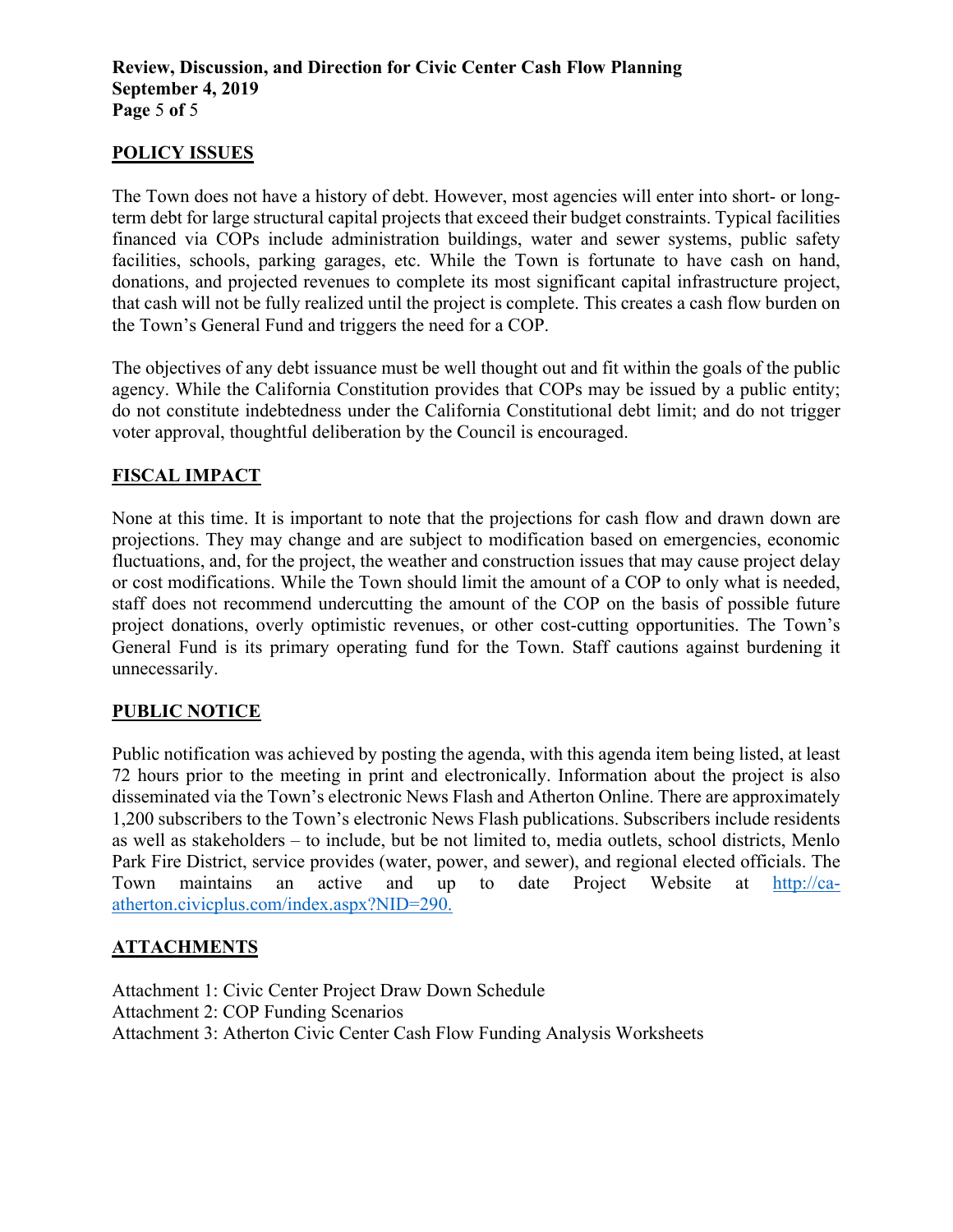## POLICY ISSUES

The Town does not have a history of debt. However, most agencies will enter into short- or long-term debt for large structural capital projects that exceed their budget constraints. Typical facilities financed via COPs include administration buildings, water and sewer systems, public safety facilities, schools, parking garages, etc. While the Town is fortunate to have cash on hand, donations, and projected revenues to complete its most significant capital infrastructure project, that cash will not be fully realized until the project is complete. This creates a cash flow burden on the Town's General Fund and triggers the need for a COP.

The objectives of any debt issuance must be well thought out and fit within the goals of the public agency. While the California Constitution provides that COPs may be issued by a public entity; do not constitute indebtedness under the California Constitutional debt limit; and do not trigger voter approval, thoughtful deliberation by the Council is encouraged.

## FISCAL IMPACT

None at this time. It is important to note that the projections for cash flow and drawn down are projections. They may change and are subject to modification based on emergencies, economic fluctuations, and, for the project, the weather and construction issues that may cause project delay or cost modifications. While the Town should limit the amount of a COP to only what is needed, staff does not recommend undercutting the amount of the COP on the basis of possible future project donations, overly optimistic revenues, or other cost-cutting opportunities. The Town's General Fund is its primary operating fund for the Town. Staff cautions against burdening it unnecessarily.

## PUBLIC NOTICE

Public notification was achieved by posting the agenda, with this agenda item being listed, at least 72 hours prior to the meeting in print and electronically. Information about the project is also disseminated via the Town's electronic News Flash and Atherton Online. There are approximately 1,200 subscribers to the Town's electronic News Flash publications. Subscribers include residents as well as stakeholders – to include, but be not limited to, media outlets, school districts, Menlo Park Fire District, service provides (water, power, and sewer), and regional elected officials. The Town maintains an active and up to date Project Website at [http://ca-atherton.civicplus.com/index.aspx?NID=290.](http://ca-atherton.civicplus.com/index.aspx?NID=290)

## ATTACHMENTS

Attachment 1: Civic Center Project Draw Down Schedule
Attachment 2: COP Funding Scenarios
Attachment 3: Atherton Civic Center Cash Flow Funding Analysis Worksheets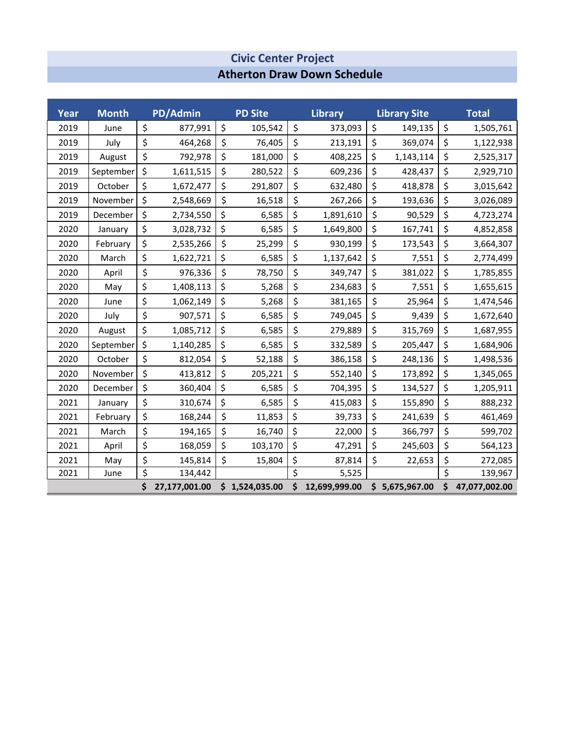# Civic Center Project

## Atherton Draw Down Schedule

| Year | Month | PD/Admin | PD Site | Library | Library Site | Total |
|---|---|---|---|---|---|---|
| 2019 | June | $ 877,991 | $ 105,542 | $ 373,093 | $ 149,135 | $ 1,505,761 |
| 2019 | July | $ 464,268 | $ 76,405 | $ 213,191 | $ 369,074 | $ 1,122,938 |
| 2019 | August | $ 792,978 | $ 181,000 | $ 408,225 | $ 1,143,114 | $ 2,525,317 |
| 2019 | September | $ 1,611,515 | $ 280,522 | $ 609,236 | $ 428,437 | $ 2,929,710 |
| 2019 | October | $ 1,672,477 | $ 291,807 | $ 632,480 | $ 418,878 | $ 3,015,642 |
| 2019 | November | $ 2,548,669 | $ 16,518 | $ 267,266 | $ 193,636 | $ 3,026,089 |
| 2019 | December | $ 2,734,550 | $ 6,585 | $ 1,891,610 | $ 90,529 | $ 4,723,274 |
| 2020 | January | $ 3,028,732 | $ 6,585 | $ 1,649,800 | $ 167,741 | $ 4,852,858 |
| 2020 | February | $ 2,535,266 | $ 25,299 | $ 930,199 | $ 173,543 | $ 3,664,307 |
| 2020 | March | $ 1,622,721 | $ 6,585 | $ 1,137,642 | $ 7,551 | $ 2,774,499 |
| 2020 | April | $ 976,336 | $ 78,750 | $ 349,747 | $ 381,022 | $ 1,785,855 |
| 2020 | May | $ 1,408,113 | $ 5,268 | $ 234,683 | $ 7,551 | $ 1,655,615 |
| 2020 | June | $ 1,062,149 | $ 5,268 | $ 381,165 | $ 25,964 | $ 1,474,546 |
| 2020 | July | $ 907,571 | $ 6,585 | $ 749,045 | $ 9,439 | $ 1,672,640 |
| 2020 | August | $ 1,085,712 | $ 6,585 | $ 279,889 | $ 315,769 | $ 1,687,955 |
| 2020 | September | $ 1,140,285 | $ 6,585 | $ 332,589 | $ 205,447 | $ 1,684,906 |
| 2020 | October | $ 812,054 | $ 52,188 | $ 386,158 | $ 248,136 | $ 1,498,536 |
| 2020 | November | $ 413,812 | $ 205,221 | $ 552,140 | $ 173,892 | $ 1,345,065 |
| 2020 | December | $ 360,404 | $ 6,585 | $ 704,395 | $ 134,527 | $ 1,205,911 |
| 2021 | January | $ 310,674 | $ 6,585 | $ 415,083 | $ 155,890 | $ 888,232 |
| 2021 | February | $ 168,244 | $ 11,853 | $ 39,733 | $ 241,639 | $ 461,469 |
| 2021 | March | $ 194,165 | $ 16,740 | $ 22,000 | $ 366,797 | $ 599,702 |
| 2021 | April | $ 168,059 | $ 103,170 | $ 47,291 | $ 245,603 | $ 564,123 |
| 2021 | May | $ 145,814 | $ 15,804 | $ 87,814 | $ 22,653 | $ 272,085 |
| 2021 | June | $ 134,442 | | $ 5,525 | | $ 139,967 |
| | | **$ 27,177,001.00** | **$ 1,524,035.00** | **$ 12,699,999.00** | **$ 5,675,967.00** | **$ 47,077,002.00** |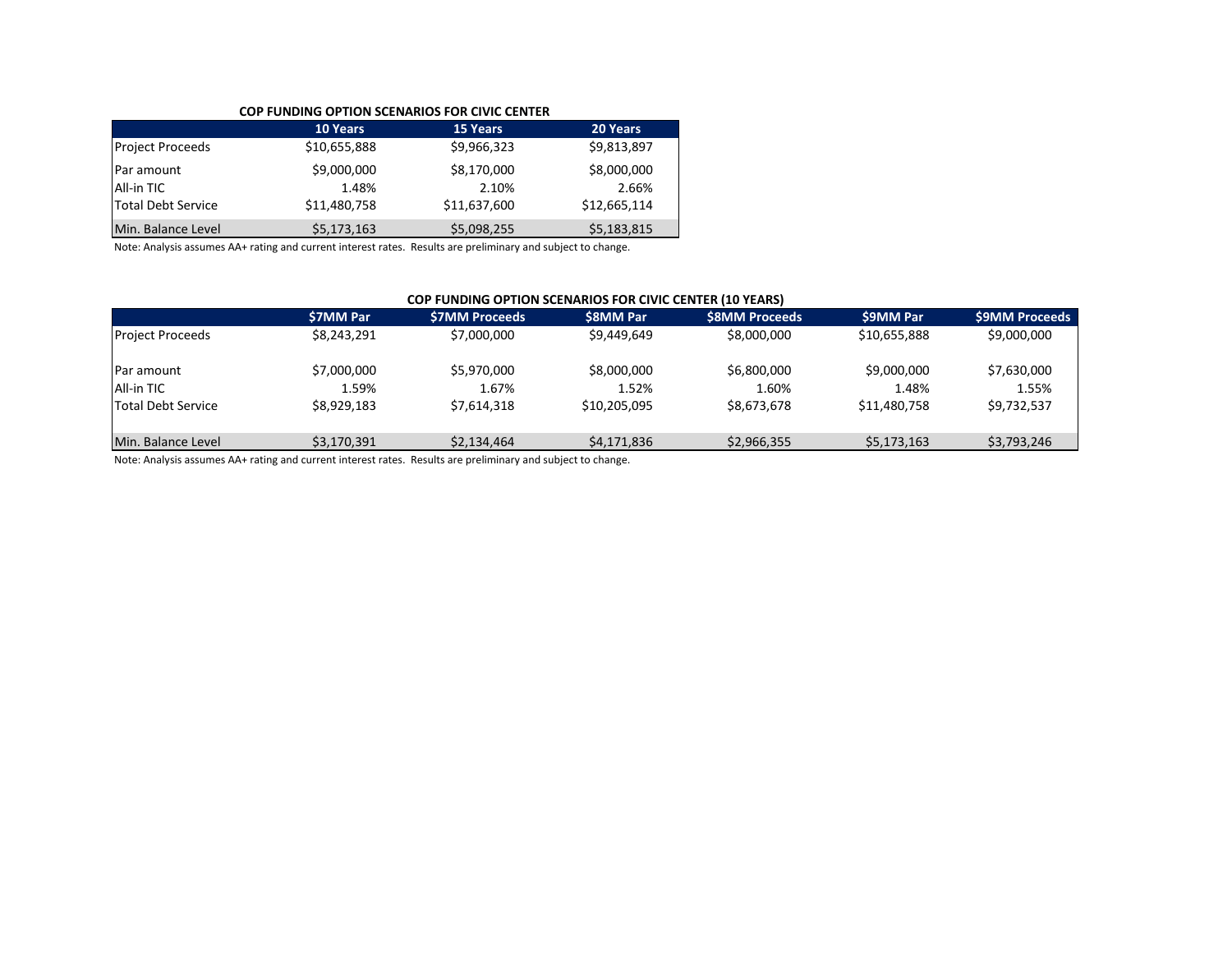**COP FUNDING OPTION SCENARIOS FOR CIVIC CENTER**

| | 10 Years | 15 Years | 20 Years |
|---|---|---|---|
| Project Proceeds | $10,655,888 | $9,966,323 | $9,813,897 |
| Par amount | $9,000,000 | $8,170,000 | $8,000,000 |
| All-in TIC | 1.48% | 2.10% | 2.66% |
| Total Debt Service | $11,480,758 | $11,637,600 | $12,665,114 |
| Min. Balance Level | $5,173,163 | $5,098,255 | $5,183,815 |

Note: Analysis assumes AA+ rating and current interest rates. Results are preliminary and subject to change.

**COP FUNDING OPTION SCENARIOS FOR CIVIC CENTER (10 YEARS)**

| | $7MM Par | $7MM Proceeds | $8MM Par | $8MM Proceeds | $9MM Par | $9MM Proceeds |
|---|---|---|---|---|---|---|
| Project Proceeds | $8,243,291 | $7,000,000 | $9,449,649 | $8,000,000 | $10,655,888 | $9,000,000 |
| Par amount | $7,000,000 | $5,970,000 | $8,000,000 | $6,800,000 | $9,000,000 | $7,630,000 |
| All-in TIC | 1.59% | 1.67% | 1.52% | 1.60% | 1.48% | 1.55% |
| Total Debt Service | $8,929,183 | $7,614,318 | $10,205,095 | $8,673,678 | $11,480,758 | $9,732,537 |
| Min. Balance Level | $3,170,391 | $2,134,464 | $4,171,836 | $2,966,355 | $5,173,163 | $3,793,246 |

Note: Analysis assumes AA+ rating and current interest rates. Results are preliminary and subject to change.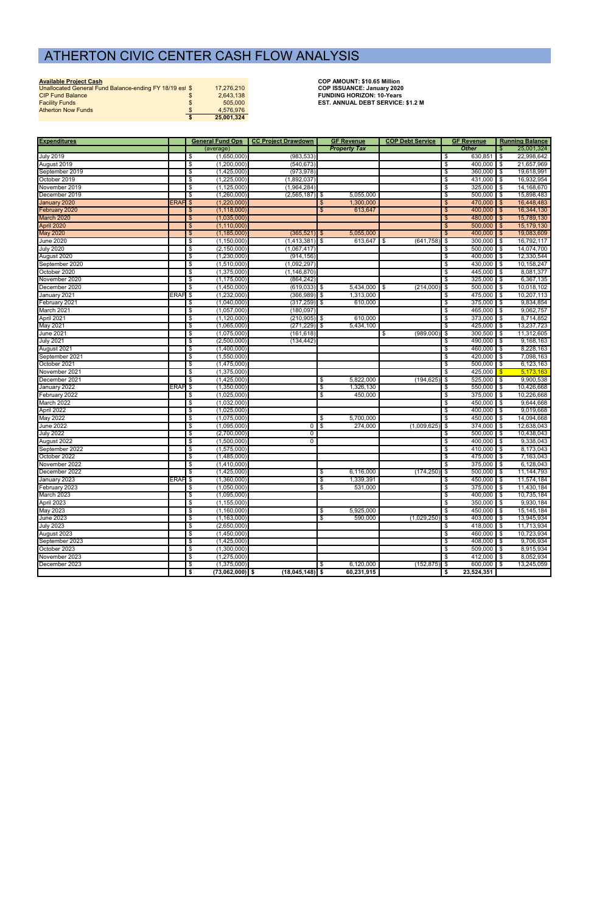# ATHERTON CIVIC CENTER CASH FLOW ANALYSIS

| Available Project Cash | | |
|---|---|---|
| Unallocated General Fund Balance-ending FY 18/19 est | $ | 17,276,210 |
| CIP Fund Balance | $ | 2,643,138 |
| Facility Funds | $ | 505,000 |
| Atherton Now Funds | $ | 4,576,976 |
| | $ | 25,001,324 |

**COP AMOUNT: $10.65 Million**
**COP ISSUANCE: January 2020**
**FUNDING HORIZON: 10-Years**
**EST. ANNUAL DEBT SERVICE: $1.2 M**

| Expenditures | | General Fund Ops | CC Project Drawdown | GF Revenue | COP Debt Service | GF Revenue | Running Balance |
|---|---|---|---|---|---|---|---|
| | | (average) | | Property Tax | | Other | $ 25,001,324 |
| July 2019 | | $ (1,650,000) | (983,533) | | | $ 630,851 | $ 22,998,642 |
| August 2019 | | $ (1,200,000) | (540,673) | | | $ 400,000 | $ 21,657,969 |
| September 2019 | | $ (1,425,000) | (973,978) | | | $ 360,000 | $ 19,618,991 |
| October 2019 | | $ (1,225,000) | (1,892,037) | | | $ 431,000 | $ 16,932,954 |
| November 2019 | | $ (1,125,000) | (1,964,284) | | | $ 325,000 | $ 14,168,670 |
| December 2019 | | $ (1,260,000) | (2,565,187) | $ 5,055,000 | | $ 500,000 | $ 15,898,483 |
| January 2020 | ERAF | $ (1,220,000) | | $ 1,300,000 | | $ 470,000 | $ 16,448,483 |
| February 2020 | | $ (1,118,000) | | $ 613,647 | | $ 400,000 | $ 16,344,130 |
| March 2020 | | $ (1,035,000) | | | | $ 480,000 | $ 15,789,130 |
| April 2020 | | $ (1,110,000) | | | | $ 500,000 | $ 15,179,130 |
| May 2020 | | $ (1,185,000) | (365,521) | $ 5,055,000 | | $ 400,000 | $ 19,083,609 |
| June 2020 | | $ (1,150,000) | (1,413,381) | $ 613,647 | $ (641,758) | $ 300,000 | $ 16,792,117 |
| July 2020 | | $ (2,150,000) | (1,067,417) | | | $ 500,000 | $ 14,074,700 |
| August 2020 | | $ (1,230,000) | (914,156) | | | $ 400,000 | $ 12,330,544 |
| September 2020 | | $ (1,510,000) | (1,092,297) | | | $ 430,000 | $ 10,158,247 |
| October 2020 | | $ (1,375,000) | (1,146,870) | | | $ 445,000 | $ 8,081,377 |
| November 2020 | | $ (1,175,000) | (864,242) | | | $ 325,000 | $ 6,367,135 |
| December 2020 | | $ (1,450,000) | (619,033) | $ 5,434,000 | $ (214,000) | $ 500,000 | $ 10,018,102 |
| January 2021 | ERAF | $ (1,232,000) | (366,989) | $ 1,313,000 | | $ 475,000 | $ 10,207,113 |
| February 2021 | | $ (1,040,000) | (317,259) | $ 610,000 | | $ 375,000 | $ 9,834,854 |
| March 2021 | | $ (1,057,000) | (180,097) | | | $ 465,000 | $ 9,062,757 |
| April 2021 | | $ (1,120,000) | (210,905) | $ 610,000 | | $ 373,000 | $ 8,714,852 |
| May 2021 | | $ (1,065,000) | (271,229) | $ 5,434,100 | | $ 425,000 | $ 13,237,723 |
| June 2021 | | $ (1,075,000) | (161,618) | | $ (989,000) | $ 300,500 | $ 11,312,605 |
| July 2021 | | $ (2,500,000) | (134,442) | | | $ 490,000 | $ 9,168,163 |
| August 2021 | | $ (1,400,000) | | | | $ 460,000 | $ 8,228,163 |
| September 2021 | | $ (1,550,000) | | | | $ 420,000 | $ 7,098,163 |
| October 2021 | | $ (1,475,000) | | | | $ 500,000 | $ 6,123,163 |
| November 2021 | | $ (1,375,000) | | | | $ 425,000 | $ 5,173,163 |
| December 2021 | | $ (1,425,000) | | $ 5,822,000 | (194,625) | $ 525,000 | $ 9,900,538 |
| January 2022 | ERAF | $ (1,350,000) | | $ 1,326,130 | | $ 550,000 | $ 10,426,668 |
| February 2022 | | $ (1,025,000) | | $ 450,000 | | $ 375,000 | $ 10,226,668 |
| March 2022 | | $ (1,032,000) | | | | $ 450,000 | $ 9,644,668 |
| April 2022 | | $ (1,025,000) | | | | $ 400,000 | $ 9,019,668 |
| May 2022 | | $ (1,075,000) | | $ 5,700,000 | | $ 450,000 | $ 14,094,668 |
| June 2022 | | $ (1,095,000) | 0 | $ 274,000 | (1,009,625) | $ 374,000 | $ 12,638,043 |
| July 2022 | | $ (2,700,000) | 0 | | | $ 500,000 | $ 10,438,043 |
| August 2022 | | $ (1,500,000) | 0 | | | $ 400,000 | $ 9,338,043 |
| September 2022 | | $ (1,575,000) | | | | $ 410,000 | $ 8,173,043 |
| October 2022 | | $ (1,485,000) | | | | $ 475,000 | $ 7,163,043 |
| November 2022 | | $ (1,410,000) | | | | $ 375,000 | $ 6,128,043 |
| December 2022 | | $ (1,425,000) | | $ 6,116,000 | (174,250) | $ 500,000 | $ 11,144,793 |
| January 2023 | ERAF | $ (1,360,000) | | $ 1,339,391 | | $ 450,000 | $ 11,574,184 |
| February 2023 | | $ (1,050,000) | | $ 531,000 | | $ 375,000 | $ 11,430,184 |
| March 2023 | | $ (1,095,000) | | | | $ 400,000 | $ 10,735,184 |
| April 2023 | | $ (1,155,000) | | | | $ 350,000 | $ 9,930,184 |
| May 2023 | | $ (1,160,000) | | $ 5,925,000 | | $ 450,000 | $ 15,145,184 |
| June 2023 | | $ (1,163,000) | | $ 590,000 | (1,029,250) | $ 403,000 | $ 13,945,934 |
| July 2023 | | $ (2,650,000) | | | | $ 418,000 | $ 11,713,934 |
| August 2023 | | $ (1,450,000) | | | | $ 460,000 | $ 10,723,934 |
| September 2023 | | $ (1,425,000) | | | | $ 408,000 | $ 9,706,934 |
| October 2023 | | $ (1,300,000) | | | | $ 509,000 | $ 8,915,934 |
| November 2023 | | $ (1,275,000) | | | | $ 412,000 | $ 8,052,934 |
| December 2023 | | $ (1,375,000) | | $ 6,120,000 | (152,875) | $ 600,000 | $ 13,245,059 |
| | | $ (73,062,000) | $ (18,045,148) | $ 60,231,915 | | $ 23,524,351 | |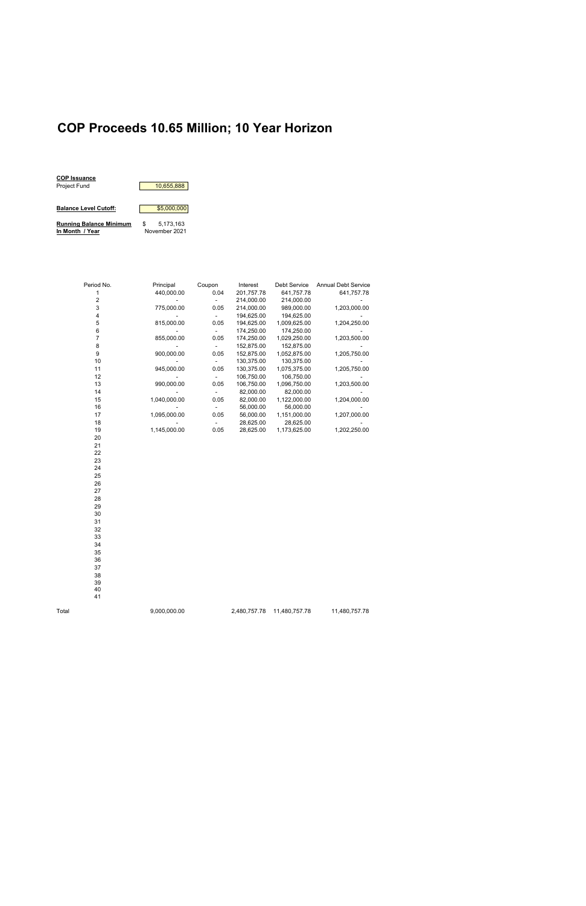# COP Proceeds 10.65 Million; 10 Year Horizon

**COP Issuance**

| | |
|---|---|
| Project Fund | 10,655,888 |

| | |
|---|---|
| **Balance Level Cutoff:** | $5,000,000 |

| | |
|---|---|
| **Running Balance Minimum** | $ 5,173,163 |
| **In Month / Year** | November 2021 |

| Period No. | Principal | Coupon | Interest | Debt Service | Annual Debt Service |
|---|---|---|---|---|---|
| 1 | 440,000.00 | 0.04 | 201,757.78 | 641,757.78 | 641,757.78 |
| 2 | - | - | 214,000.00 | 214,000.00 | - |
| 3 | 775,000.00 | 0.05 | 214,000.00 | 989,000.00 | 1,203,000.00 |
| 4 | - | - | 194,625.00 | 194,625.00 | - |
| 5 | 815,000.00 | 0.05 | 194,625.00 | 1,009,625.00 | 1,204,250.00 |
| 6 | - | - | 174,250.00 | 174,250.00 | - |
| 7 | 855,000.00 | 0.05 | 174,250.00 | 1,029,250.00 | 1,203,500.00 |
| 8 | - | - | 152,875.00 | 152,875.00 | - |
| 9 | 900,000.00 | 0.05 | 152,875.00 | 1,052,875.00 | 1,205,750.00 |
| 10 | - | - | 130,375.00 | 130,375.00 | - |
| 11 | 945,000.00 | 0.05 | 130,375.00 | 1,075,375.00 | 1,205,750.00 |
| 12 | - | - | 106,750.00 | 106,750.00 | - |
| 13 | 990,000.00 | 0.05 | 106,750.00 | 1,096,750.00 | 1,203,500.00 |
| 14 | - | - | 82,000.00 | 82,000.00 | - |
| 15 | 1,040,000.00 | 0.05 | 82,000.00 | 1,122,000.00 | 1,204,000.00 |
| 16 | - | - | 56,000.00 | 56,000.00 | - |
| 17 | 1,095,000.00 | 0.05 | 56,000.00 | 1,151,000.00 | 1,207,000.00 |
| 18 | - | - | 28,625.00 | 28,625.00 | - |
| 19 | 1,145,000.00 | 0.05 | 28,625.00 | 1,173,625.00 | 1,202,250.00 |
| 20 | | | | | |
| 21 | | | | | |
| 22 | | | | | |
| 23 | | | | | |
| 24 | | | | | |
| 25 | | | | | |
| 26 | | | | | |
| 27 | | | | | |
| 28 | | | | | |
| 29 | | | | | |
| 30 | | | | | |
| 31 | | | | | |
| 32 | | | | | |
| 33 | | | | | |
| 34 | | | | | |
| 35 | | | | | |
| 36 | | | | | |
| 37 | | | | | |
| 38 | | | | | |
| 39 | | | | | |
| 40 | | | | | |
| 41 | | | | | |
| Total | 9,000,000.00 | | 2,480,757.78 | 11,480,757.78 | 11,480,757.78 |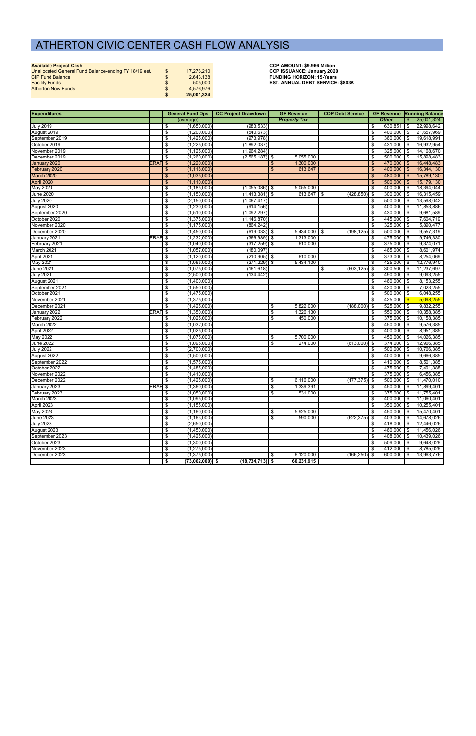# ATHERTON CIVIC CENTER CASH FLOW ANALYSIS

| Available Project Cash | | |
|---|---|---|
| Unallocated General Fund Balance-ending FY 18/19 est. | $ | 17,276,210 |
| CIP Fund Balance | $ | 2,643,138 |
| Facility Funds | $ | 505,000 |
| Atherton Now Funds | $ | 4,576,976 |
| | **$** | **25,001,324** |

**COP AMOUNT: $9.966 Million**
**COP ISSUANCE: January 2020**
**FUNDING HORIZON: 15-Years**
**EST. ANNUAL DEBT SERVICE: $803K**

| Expenditures | | General Fund Ops | CC Project Drawdown | GF Revenue | COP Debt Service | GF Revenue | Running Balance |
|---|---|---|---|---|---|---|---|
| | | (average) | | *Property Tax* | | *Other* | $ 25,001,324 |
| July 2019 | | $ (1,650,000) | (983,533) | | | $ 630,851 | $ 22,998,642 |
| August 2019 | | $ (1,200,000) | (540,673) | | | $ 400,000 | $ 21,657,969 |
| September 2019 | | $ (1,425,000) | (973,978) | | | $ 360,000 | $ 19,618,991 |
| October 2019 | | $ (1,225,000) | (1,892,037) | | | $ 431,000 | $ 16,932,954 |
| November 2019 | | $ (1,125,000) | (1,964,284) | | | $ 325,000 | $ 14,168,670 |
| December 2019 | | $ (1,260,000) | (2,565,187) | $ 5,055,000 | | $ 500,000 | $ 15,898,483 |
| January 2020 | ERAF | $ (1,220,000) | | $ 1,300,000 | | $ 470,000 | $ 16,448,483 |
| February 2020 | | $ (1,118,000) | | $ 613,647 | | $ 400,000 | $ 16,344,130 |
| March 2020 | | $ (1,035,000) | | | | $ 480,000 | $ 15,789,130 |
| April 2020 | | $ (1,110,000) | | | | $ 500,000 | $ 15,179,130 |
| May 2020 | | $ (1,185,000) | (1,055,086) | $ 5,055,000 | | $ 400,000 | $ 18,394,044 |
| June 2020 | | $ (1,150,000) | (1,413,381) | $ 613,647 | $ (428,850) | $ 300,000 | $ 16,315,459 |
| July 2020 | | $ (2,150,000) | (1,067,417) | | | $ 500,000 | $ 13,598,042 |
| August 2020 | | $ (1,230,000) | (914,156) | | | $ 400,000 | $ 11,853,886 |
| September 2020 | | $ (1,510,000) | (1,092,297) | | | $ 430,000 | $ 9,681,589 |
| October 2020 | | $ (1,375,000) | (1,146,870) | | | $ 445,000 | $ 7,604,719 |
| November 2020 | | $ (1,175,000) | (864,242) | | | $ 325,000 | $ 5,890,477 |
| December 2020 | | $ (1,450,000) | (619,033) | $ 5,434,000 | $ (198,125) | $ 500,000 | $ 9,557,319 |
| January 2021 | ERAF | $ (1,232,000) | (366,989) | $ 1,313,000 | | $ 475,000 | $ 9,746,330 |
| February 2021 | | $ (1,040,000) | (317,259) | $ 610,000 | | $ 375,000 | $ 9,374,071 |
| March 2021 | | $ (1,057,000) | (180,097) | | | $ 465,000 | $ 8,601,974 |
| April 2021 | | $ (1,120,000) | (210,905) | $ 610,000 | | $ 373,000 | $ 8,254,069 |
| May 2021 | | $ (1,065,000) | (271,229) | $ 5,434,100 | | $ 425,000 | $ 12,776,940 |
| June 2021 | | $ (1,075,000) | (161,618) | | $ (603,125) | $ 300,500 | $ 11,237,697 |
| July 2021 | | $ (2,500,000) | (134,442) | | | $ 490,000 | $ 9,093,255 |
| August 2021 | | $ (1,400,000) | | | | $ 460,000 | $ 8,153,255 |
| September 2021 | | $ (1,550,000) | | | | $ 420,000 | $ 7,023,255 |
| October 2021 | | $ (1,475,000) | | | | $ 500,000 | $ 6,048,255 |
| November 2021 | | $ (1,375,000) | | | | $ 425,000 | $ 5,098,255 |
| December 2021 | | $ (1,425,000) | | $ 5,822,000 | (188,000) | $ 525,000 | $ 9,832,255 |
| January 2022 | ERAF | $ (1,350,000) | | $ 1,326,130 | | $ 550,000 | $ 10,358,385 |
| February 2022 | | $ (1,025,000) | | $ 450,000 | | $ 375,000 | $ 10,158,385 |
| March 2022 | | $ (1,032,000) | | | | $ 450,000 | $ 9,576,385 |
| April 2022 | | $ (1,025,000) | | | | $ 400,000 | $ 8,951,385 |
| May 2022 | | $ (1,075,000) | | $ 5,700,000 | | $ 450,000 | $ 14,026,385 |
| June 2022 | | $ (1,095,000) | | $ 274,000 | (613,000) | $ 374,000 | $ 12,966,385 |
| July 2022 | | $ (2,700,000) | | | | $ 500,000 | $ 10,766,385 |
| August 2022 | | $ (1,500,000) | | | | $ 400,000 | $ 9,666,385 |
| September 2022 | | $ (1,575,000) | | | | $ 410,000 | $ 8,501,385 |
| October 2022 | | $ (1,485,000) | | | | $ 475,000 | $ 7,491,385 |
| November 2022 | | $ (1,410,000) | | | | $ 375,000 | $ 6,456,385 |
| December 2022 | | $ (1,425,000) | | $ 6,116,000 | (177,375) | $ 500,000 | $ 11,470,010 |
| January 2023 | ERAF | $ (1,360,000) | | $ 1,339,391 | | $ 450,000 | $ 11,899,401 |
| February 2023 | | $ (1,050,000) | | $ 531,000 | | $ 375,000 | $ 11,755,401 |
| March 2023 | | $ (1,095,000) | | | | $ 400,000 | $ 11,060,401 |
| April 2023 | | $ (1,155,000) | | | | $ 350,000 | $ 10,255,401 |
| May 2023 | | $ (1,160,000) | | $ 5,925,000 | | $ 450,000 | $ 15,470,401 |
| June 2023 | | $ (1,163,000) | | $ 590,000 | (622,375) | $ 403,000 | $ 14,678,026 |
| July 2023 | | $ (2,650,000) | | | | $ 418,000 | $ 12,446,026 |
| August 2023 | | $ (1,450,000) | | | | $ 460,000 | $ 11,456,026 |
| September 2023 | | $ (1,425,000) | | | | $ 408,000 | $ 10,439,026 |
| October 2023 | | $ (1,300,000) | | | | $ 509,000 | $ 9,648,026 |
| November 2023 | | $ (1,275,000) | | | | $ 412,000 | $ 8,785,026 |
| December 2023 | | $ (1,375,000) | | $ 6,120,000 | (166,250) | $ 600,000 | $ 13,963,776 |
| | | **$ (73,062,000)** | **$ (18,734,713)** | **$ 60,231,915** | | | |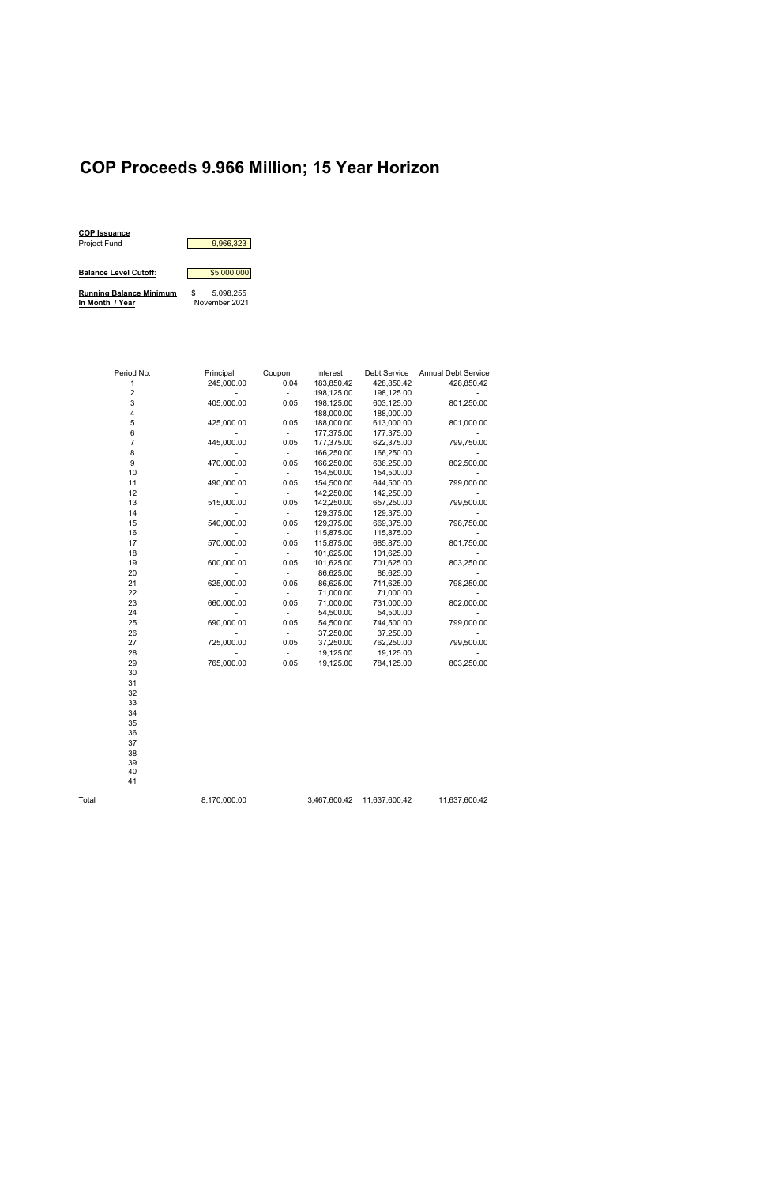# COP Proceeds 9.966 Million; 15 Year Horizon

**COP Issuance**

Project Fund: 9,966,323

**Balance Level Cutoff:** $5,000,000

**Running Balance Minimum** $ 5,098,255
**In Month / Year** November 2021

| Period No. | Principal | Coupon | Interest | Debt Service | Annual Debt Service |
|---|---|---|---|---|---|
| 1 | 245,000.00 | 0.04 | 183,850.42 | 428,850.42 | 428,850.42 |
| 2 | - | - | 198,125.00 | 198,125.00 | - |
| 3 | 405,000.00 | 0.05 | 198,125.00 | 603,125.00 | 801,250.00 |
| 4 | - | - | 188,000.00 | 188,000.00 | - |
| 5 | 425,000.00 | 0.05 | 188,000.00 | 613,000.00 | 801,000.00 |
| 6 | - | - | 177,375.00 | 177,375.00 | - |
| 7 | 445,000.00 | 0.05 | 177,375.00 | 622,375.00 | 799,750.00 |
| 8 | - | - | 166,250.00 | 166,250.00 | - |
| 9 | 470,000.00 | 0.05 | 166,250.00 | 636,250.00 | 802,500.00 |
| 10 | - | - | 154,500.00 | 154,500.00 | - |
| 11 | 490,000.00 | 0.05 | 154,500.00 | 644,500.00 | 799,000.00 |
| 12 | - | - | 142,250.00 | 142,250.00 | - |
| 13 | 515,000.00 | 0.05 | 142,250.00 | 657,250.00 | 799,500.00 |
| 14 | - | - | 129,375.00 | 129,375.00 | - |
| 15 | 540,000.00 | 0.05 | 129,375.00 | 669,375.00 | 798,750.00 |
| 16 | - | - | 115,875.00 | 115,875.00 | - |
| 17 | 570,000.00 | 0.05 | 115,875.00 | 685,875.00 | 801,750.00 |
| 18 | - | - | 101,625.00 | 101,625.00 | - |
| 19 | 600,000.00 | 0.05 | 101,625.00 | 701,625.00 | 803,250.00 |
| 20 | - | - | 86,625.00 | 86,625.00 | - |
| 21 | 625,000.00 | 0.05 | 86,625.00 | 711,625.00 | 798,250.00 |
| 22 | - | - | 71,000.00 | 71,000.00 | - |
| 23 | 660,000.00 | 0.05 | 71,000.00 | 731,000.00 | 802,000.00 |
| 24 | - | - | 54,500.00 | 54,500.00 | - |
| 25 | 690,000.00 | 0.05 | 54,500.00 | 744,500.00 | 799,000.00 |
| 26 | - | - | 37,250.00 | 37,250.00 | - |
| 27 | 725,000.00 | 0.05 | 37,250.00 | 762,250.00 | 799,500.00 |
| 28 | - | - | 19,125.00 | 19,125.00 | - |
| 29 | 765,000.00 | 0.05 | 19,125.00 | 784,125.00 | 803,250.00 |
| 30 | | | | | |
| 31 | | | | | |
| 32 | | | | | |
| 33 | | | | | |
| 34 | | | | | |
| 35 | | | | | |
| 36 | | | | | |
| 37 | | | | | |
| 38 | | | | | |
| 39 | | | | | |
| 40 | | | | | |
| 41 | | | | | |
| Total | 8,170,000.00 | | 3,467,600.42 | 11,637,600.42 | 11,637,600.42 |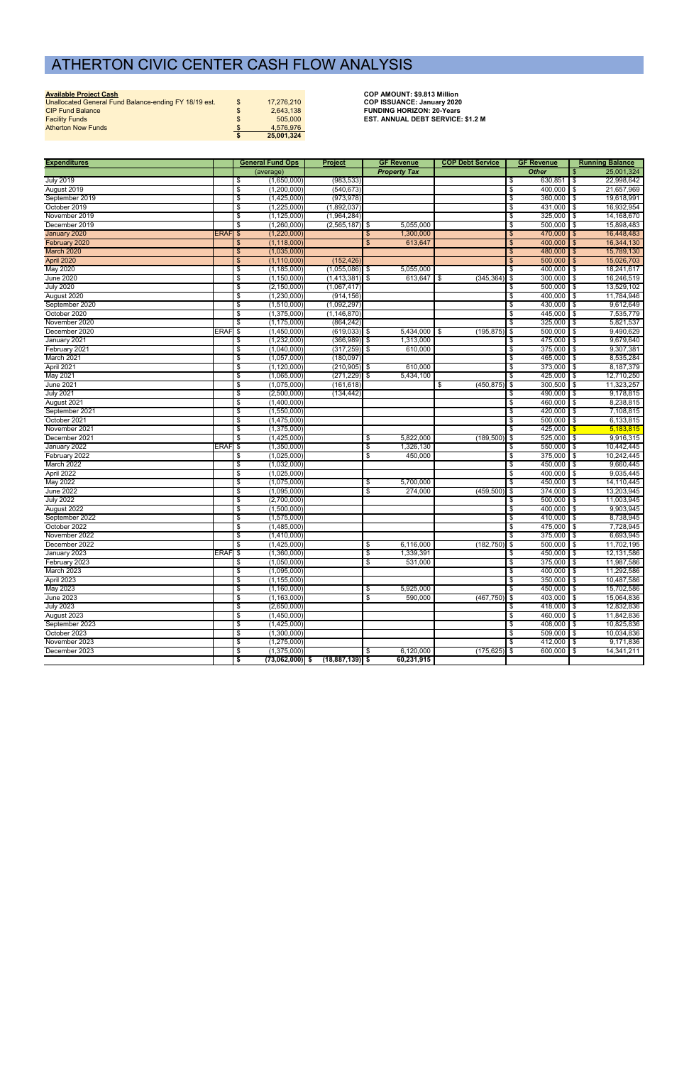# ATHERTON CIVIC CENTER CASH FLOW ANALYSIS

| **Available Project Cash** | | |
|---|---|---|
| Unallocated General Fund Balance-ending FY 18/19 est. | $ | 17,276,210 |
| CIP Fund Balance | $ | 2,643,138 |
| Facility Funds | $ | 505,000 |
| Atherton Now Funds | $ | 4,576,976 |
| | **$** | **25,001,324** |

**COP AMOUNT: $9.813 Million**
**COP ISSUANCE: January 2020**
**FUNDING HORIZON: 20-Years**
**EST. ANNUAL DEBT SERVICE: $1.2 M**

| Expenditures | | General Fund Ops | Project | GF Revenue | COP Debt Service | GF Revenue | Running Balance |
|---|---|---|---|---|---|---|---|
| | | (average) | | *Property Tax* | | *Other* | $ 25,001,324 |
| July 2019 | | $ (1,650,000) | (983,533) | | | $ 630,851 | $ 22,998,642 |
| August 2019 | | $ (1,200,000) | (540,673) | | | $ 400,000 | $ 21,657,969 |
| September 2019 | | $ (1,425,000) | (973,978) | | | $ 360,000 | $ 19,618,991 |
| October 2019 | | $ (1,225,000) | (1,892,037) | | | $ 431,000 | $ 16,932,954 |
| November 2019 | | $ (1,125,000) | (1,964,284) | | | $ 325,000 | $ 14,168,670 |
| December 2019 | | $ (1,260,000) | (2,565,187) | $ 5,055,000 | | $ 500,000 | $ 15,898,483 |
| January 2020 | ERAF | $ (1,220,000) | | $ 1,300,000 | | $ 470,000 | $ 16,448,483 |
| February 2020 | | $ (1,118,000) | | $ 613,647 | | $ 400,000 | $ 16,344,130 |
| March 2020 | | $ (1,035,000) | | | | $ 480,000 | $ 15,789,130 |
| April 2020 | | $ (1,110,000) | (152,426) | | | $ 500,000 | $ 15,026,703 |
| May 2020 | | $ (1,185,000) | (1,055,086) | $ 5,055,000 | | $ 400,000 | $ 18,241,617 |
| June 2020 | | $ (1,150,000) | (1,413,381) | $ 613,647 | $ (345,364) | $ 300,000 | $ 16,246,519 |
| July 2020 | | $ (2,150,000) | (1,067,417) | | | $ 500,000 | $ 13,529,102 |
| August 2020 | | $ (1,230,000) | (914,156) | | | $ 400,000 | $ 11,784,946 |
| September 2020 | | $ (1,510,000) | (1,092,297) | | | $ 430,000 | $ 9,612,649 |
| October 2020 | | $ (1,375,000) | (1,146,870) | | | $ 445,000 | $ 7,535,779 |
| November 2020 | | $ (1,175,000) | (864,242) | | | $ 325,000 | $ 5,821,537 |
| December 2020 | ERAF | $ (1,450,000) | (619,033) | $ 5,434,000 | $ (195,875) | $ 500,000 | $ 9,490,629 |
| January 2021 | | $ (1,232,000) | (366,989) | $ 1,313,000 | | $ 475,000 | $ 9,679,640 |
| February 2021 | | $ (1,040,000) | (317,259) | $ 610,000 | | $ 375,000 | $ 9,307,381 |
| March 2021 | | $ (1,057,000) | (180,097) | | | $ 465,000 | $ 8,535,284 |
| April 2021 | | $ (1,120,000) | (210,905) | $ 610,000 | | $ 373,000 | $ 8,187,379 |
| May 2021 | | $ (1,065,000) | (271,229) | $ 5,434,100 | | $ 425,000 | $ 12,710,250 |
| June 2021 | | $ (1,075,000) | (161,618) | | $ (450,875) | $ 300,500 | $ 11,323,257 |
| July 2021 | | $ (2,500,000) | (134,442) | | | $ 490,000 | $ 9,178,815 |
| August 2021 | | $ (1,400,000) | | | | $ 460,000 | $ 8,238,815 |
| September 2021 | | $ (1,550,000) | | | | $ 420,000 | $ 7,108,815 |
| October 2021 | | $ (1,475,000) | | | | $ 500,000 | $ 6,133,815 |
| November 2021 | | $ (1,375,000) | | | | $ 425,000 | $ 5,183,815 |
| December 2021 | | $ (1,425,000) | | $ 5,822,000 | (189,500) | $ 525,000 | $ 9,916,315 |
| January 2022 | ERAF | $ (1,350,000) | | $ 1,326,130 | | $ 550,000 | $ 10,442,445 |
| February 2022 | | $ (1,025,000) | | $ 450,000 | | $ 375,000 | $ 10,242,445 |
| March 2022 | | $ (1,032,000) | | | | $ 450,000 | $ 9,660,445 |
| April 2022 | | $ (1,025,000) | | | | $ 400,000 | $ 9,035,445 |
| May 2022 | | $ (1,075,000) | | $ 5,700,000 | | $ 450,000 | $ 14,110,445 |
| June 2022 | | $ (1,095,000) | | $ 274,000 | (459,500) | $ 374,000 | $ 13,203,945 |
| July 2022 | | $ (2,700,000) | | | | $ 500,000 | $ 11,003,945 |
| August 2022 | | $ (1,500,000) | | | | $ 400,000 | $ 9,903,945 |
| September 2022 | | $ (1,575,000) | | | | $ 410,000 | $ 8,738,945 |
| October 2022 | | $ (1,485,000) | | | | $ 475,000 | $ 7,728,945 |
| November 2022 | | $ (1,410,000) | | | | $ 375,000 | $ 6,693,945 |
| December 2022 | | $ (1,425,000) | | $ 6,116,000 | (182,750) | $ 500,000 | $ 11,702,195 |
| January 2023 | ERAF | $ (1,360,000) | | $ 1,339,391 | | $ 450,000 | $ 12,131,586 |
| February 2023 | | $ (1,050,000) | | $ 531,000 | | $ 375,000 | $ 11,987,586 |
| March 2023 | | $ (1,095,000) | | | | $ 400,000 | $ 11,292,586 |
| April 2023 | | $ (1,155,000) | | | | $ 350,000 | $ 10,487,586 |
| May 2023 | | $ (1,160,000) | | $ 5,925,000 | | $ 450,000 | $ 15,702,586 |
| June 2023 | | $ (1,163,000) | | $ 590,000 | (467,750) | $ 403,000 | $ 15,064,836 |
| July 2023 | | $ (2,650,000) | | | | $ 418,000 | $ 12,832,836 |
| August 2023 | | $ (1,450,000) | | | | $ 460,000 | $ 11,842,836 |
| September 2023 | | $ (1,425,000) | | | | $ 408,000 | $ 10,825,836 |
| October 2023 | | $ (1,300,000) | | | | $ 509,000 | $ 10,034,836 |
| November 2023 | | $ (1,275,000) | | | | $ 412,000 | $ 9,171,836 |
| December 2023 | | $ (1,375,000) | | $ 6,120,000 | (175,625) | $ 600,000 | $ 14,341,211 |
| | | **$ (73,062,000)** | **$ (18,887,139)** | **$ 60,231,915** | | | |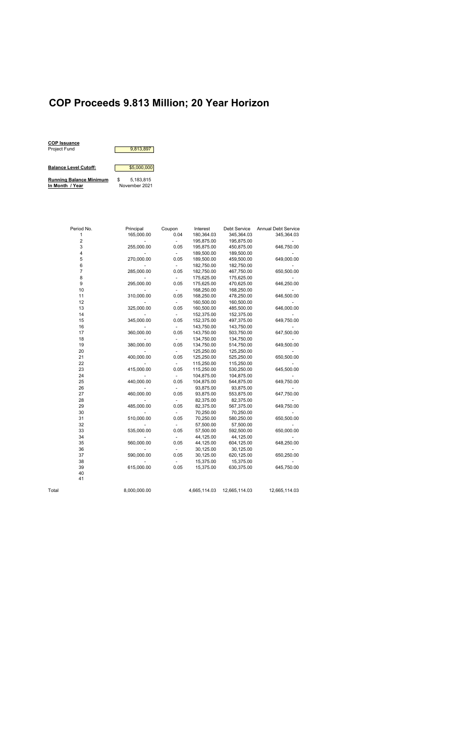# COP Proceeds 9.813 Million; 20 Year Horizon

**COP Issuance**
Project Fund 9,813,897

**Balance Level Cutoff:** $5,000,000

**Running Balance Minimum** $ 5,183,815
**In Month / Year** November 2021

| Period No. | Principal | Coupon | Interest | Debt Service | Annual Debt Service |
|---|---|---|---|---|---|
| 1 | 165,000.00 | 0.04 | 180,364.03 | 345,364.03 | 345,364.03 |
| 2 | - | - | 195,875.00 | 195,875.00 | - |
| 3 | 255,000.00 | 0.05 | 195,875.00 | 450,875.00 | 646,750.00 |
| 4 | - | - | 189,500.00 | 189,500.00 | - |
| 5 | 270,000.00 | 0.05 | 189,500.00 | 459,500.00 | 649,000.00 |
| 6 | - | - | 182,750.00 | 182,750.00 | - |
| 7 | 285,000.00 | 0.05 | 182,750.00 | 467,750.00 | 650,500.00 |
| 8 | - | - | 175,625.00 | 175,625.00 | - |
| 9 | 295,000.00 | 0.05 | 175,625.00 | 470,625.00 | 646,250.00 |
| 10 | - | - | 168,250.00 | 168,250.00 | - |
| 11 | 310,000.00 | 0.05 | 168,250.00 | 478,250.00 | 646,500.00 |
| 12 | - | - | 160,500.00 | 160,500.00 | - |
| 13 | 325,000.00 | 0.05 | 160,500.00 | 485,500.00 | 646,000.00 |
| 14 | - | - | 152,375.00 | 152,375.00 | - |
| 15 | 345,000.00 | 0.05 | 152,375.00 | 497,375.00 | 649,750.00 |
| 16 | - | - | 143,750.00 | 143,750.00 | - |
| 17 | 360,000.00 | 0.05 | 143,750.00 | 503,750.00 | 647,500.00 |
| 18 | - | - | 134,750.00 | 134,750.00 | - |
| 19 | 380,000.00 | 0.05 | 134,750.00 | 514,750.00 | 649,500.00 |
| 20 | - | - | 125,250.00 | 125,250.00 | - |
| 21 | 400,000.00 | 0.05 | 125,250.00 | 525,250.00 | 650,500.00 |
| 22 | - | - | 115,250.00 | 115,250.00 | - |
| 23 | 415,000.00 | 0.05 | 115,250.00 | 530,250.00 | 645,500.00 |
| 24 | - | - | 104,875.00 | 104,875.00 | - |
| 25 | 440,000.00 | 0.05 | 104,875.00 | 544,875.00 | 649,750.00 |
| 26 | - | - | 93,875.00 | 93,875.00 | - |
| 27 | 460,000.00 | 0.05 | 93,875.00 | 553,875.00 | 647,750.00 |
| 28 | - | - | 82,375.00 | 82,375.00 | - |
| 29 | 485,000.00 | 0.05 | 82,375.00 | 567,375.00 | 649,750.00 |
| 30 | - | - | 70,250.00 | 70,250.00 | - |
| 31 | 510,000.00 | 0.05 | 70,250.00 | 580,250.00 | 650,500.00 |
| 32 | - | - | 57,500.00 | 57,500.00 | - |
| 33 | 535,000.00 | 0.05 | 57,500.00 | 592,500.00 | 650,000.00 |
| 34 | - | - | 44,125.00 | 44,125.00 | - |
| 35 | 560,000.00 | 0.05 | 44,125.00 | 604,125.00 | 648,250.00 |
| 36 | - | - | 30,125.00 | 30,125.00 | - |
| 37 | 590,000.00 | 0.05 | 30,125.00 | 620,125.00 | 650,250.00 |
| 38 | - | - | 15,375.00 | 15,375.00 | - |
| 39 | 615,000.00 | 0.05 | 15,375.00 | 630,375.00 | 645,750.00 |
| 40 | | | | | |
| 41 | | | | | |
| Total | 8,000,000.00 | | 4,665,114.03 | 12,665,114.03 | 12,665,114.03 |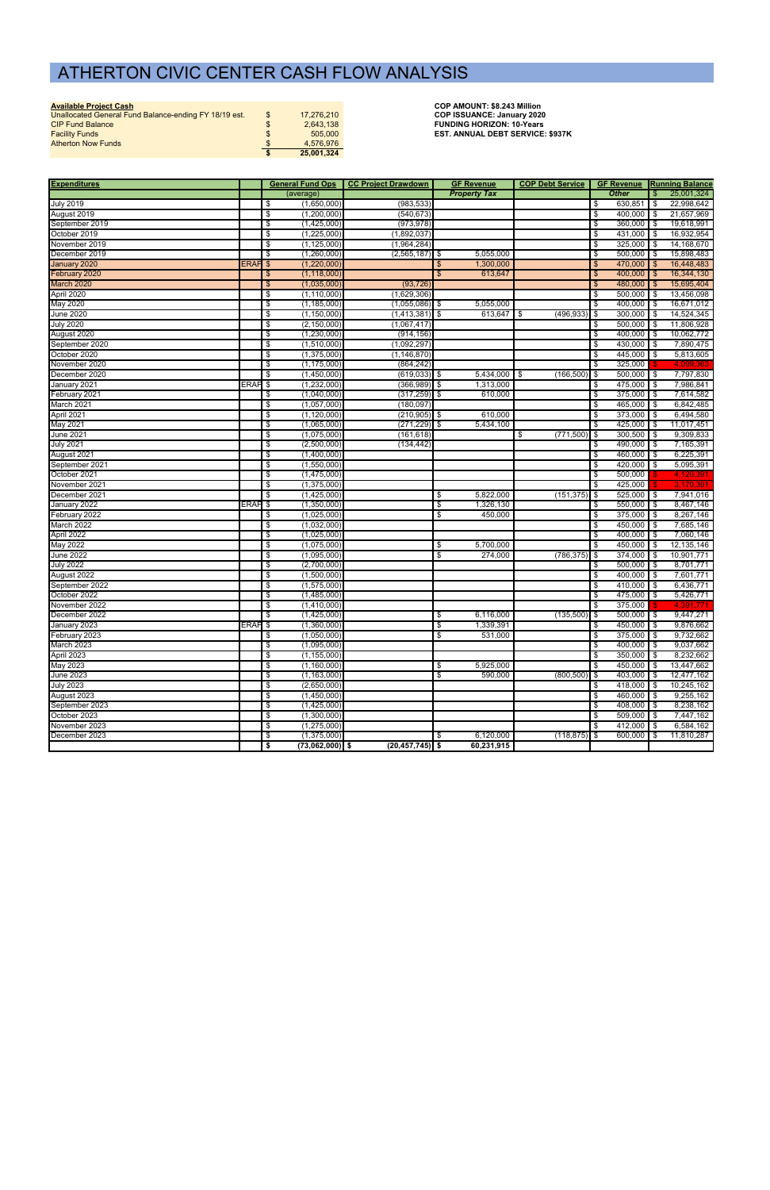# ATHERTON CIVIC CENTER CASH FLOW ANALYSIS

| Available Project Cash | | |
|---|---|---|
| Unallocated General Fund Balance-ending FY 18/19 est. | $ | 17,276,210 |
| CIP Fund Balance | $ | 2,643,138 |
| Facility Funds | $ | 505,000 |
| Atherton Now Funds | $ | 4,576,976 |
| | **$** | **25,001,324** |

**COP AMOUNT: $8.243 Million**
**COP ISSUANCE: January 2020**
**FUNDING HORIZON: 10-Years**
**EST. ANNUAL DEBT SERVICE: $937K**

| Expenditures | | General Fund Ops | CC Project Drawdown | GF Revenue | COP Debt Service | GF Revenue | Running Balance |
|---|---|---|---|---|---|---|---|
| | | (average) | | *Property Tax* | | *Other* | $ 25,001,324 |
| July 2019 | | $ (1,650,000) | (983,533) | | | $ 630,851 | $ 22,998,642 |
| August 2019 | | $ (1,200,000) | (540,673) | | | $ 400,000 | $ 21,657,969 |
| September 2019 | | $ (1,425,000) | (973,978) | | | $ 360,000 | $ 19,618,991 |
| October 2019 | | $ (1,225,000) | (1,892,037) | | | $ 431,000 | $ 16,932,954 |
| November 2019 | | $ (1,125,000) | (1,964,284) | | | $ 325,000 | $ 14,168,670 |
| December 2019 | | $ (1,260,000) | (2,565,187) | $ 5,055,000 | | $ 500,000 | $ 15,898,483 |
| January 2020 | ERAF | $ (1,220,000) | | $ 1,300,000 | | $ 470,000 | $ 16,448,483 |
| February 2020 | | $ (1,118,000) | | $ 613,647 | | $ 400,000 | $ 16,344,130 |
| March 2020 | | $ (1,035,000) | (93,726) | | | $ 480,000 | $ 15,695,404 |
| April 2020 | | $ (1,110,000) | (1,629,306) | | | $ 500,000 | $ 13,456,098 |
| May 2020 | | $ (1,185,000) | (1,055,086) | $ 5,055,000 | | $ 400,000 | $ 16,671,012 |
| June 2020 | | $ (1,150,000) | (1,413,381) | $ 613,647 | $ (496,933) | $ 300,000 | $ 14,524,345 |
| July 2020 | | $ (2,150,000) | (1,067,417) | | | $ 500,000 | $ 11,806,928 |
| August 2020 | | $ (1,230,000) | (914,156) | | | $ 400,000 | $ 10,062,772 |
| September 2020 | | $ (1,510,000) | (1,092,297) | | | $ 430,000 | $ 7,890,475 |
| October 2020 | | $ (1,375,000) | (1,146,870) | | | $ 445,000 | $ 5,813,605 |
| November 2020 | | $ (1,175,000) | (864,242) | | | $ 325,000 | $ 4,099,363 |
| December 2020 | | $ (1,450,000) | (619,033) | $ 5,434,000 | $ (166,500) | $ 500,000 | $ 7,797,830 |
| January 2021 | ERAF | $ (1,232,000) | (366,989) | $ 1,313,000 | | $ 475,000 | $ 7,986,841 |
| February 2021 | | $ (1,040,000) | (317,259) | $ 610,000 | | $ 375,000 | $ 7,614,582 |
| March 2021 | | $ (1,057,000) | (180,097) | | | $ 465,000 | $ 6,842,485 |
| April 2021 | | $ (1,120,000) | (210,905) | $ 610,000 | | $ 373,000 | $ 6,494,580 |
| May 2021 | | $ (1,065,000) | (271,229) | $ 5,434,100 | | $ 425,000 | $ 11,017,451 |
| June 2021 | | $ (1,075,000) | (161,618) | | $ (771,500) | $ 300,500 | $ 9,309,833 |
| July 2021 | | $ (2,500,000) | (134,442) | | | $ 490,000 | $ 7,165,391 |
| August 2021 | | $ (1,400,000) | | | | $ 460,000 | $ 6,225,391 |
| September 2021 | | $ (1,550,000) | | | | $ 420,000 | $ 5,095,391 |
| October 2021 | | $ (1,475,000) | | | | $ 500,000 | $ 4,120,391 |
| November 2021 | | $ (1,375,000) | | | | $ 425,000 | $ 3,170,391 |
| December 2021 | | $ (1,425,000) | | $ 5,822,000 | (151,375) | $ 525,000 | $ 7,941,016 |
| January 2022 | ERAF | $ (1,350,000) | | $ 1,326,130 | | $ 550,000 | $ 8,467,146 |
| February 2022 | | $ (1,025,000) | | $ 450,000 | | $ 375,000 | $ 8,267,146 |
| March 2022 | | $ (1,032,000) | | | | $ 450,000 | $ 7,685,146 |
| April 2022 | | $ (1,025,000) | | | | $ 400,000 | $ 7,060,146 |
| May 2022 | | $ (1,075,000) | | $ 5,700,000 | | $ 450,000 | $ 12,135,146 |
| June 2022 | | $ (1,095,000) | | $ 274,000 | (786,375) | $ 374,000 | $ 10,901,771 |
| July 2022 | | $ (2,700,000) | | | | $ 500,000 | $ 8,701,771 |
| August 2022 | | $ (1,500,000) | | | | $ 400,000 | $ 7,601,771 |
| September 2022 | | $ (1,575,000) | | | | $ 410,000 | $ 6,436,771 |
| October 2022 | | $ (1,485,000) | | | | $ 475,000 | $ 5,426,771 |
| November 2022 | | $ (1,410,000) | | | | $ 375,000 | $ 4,391,771 |
| December 2022 | | $ (1,425,000) | | $ 6,116,000 | (135,500) | $ 500,000 | $ 9,447,271 |
| January 2023 | ERAF | $ (1,360,000) | | $ 1,339,391 | | $ 450,000 | $ 9,876,662 |
| February 2023 | | $ (1,050,000) | | $ 531,000 | | $ 375,000 | $ 9,732,662 |
| March 2023 | | $ (1,095,000) | | | | $ 400,000 | $ 9,037,662 |
| April 2023 | | $ (1,155,000) | | | | $ 350,000 | $ 8,232,662 |
| May 2023 | | $ (1,160,000) | | $ 5,925,000 | | $ 450,000 | $ 13,447,662 |
| June 2023 | | $ (1,163,000) | | $ 590,000 | (800,500) | $ 403,000 | $ 12,477,162 |
| July 2023 | | $ (2,650,000) | | | | $ 418,000 | $ 10,245,162 |
| August 2023 | | $ (1,450,000) | | | | $ 460,000 | $ 9,255,162 |
| September 2023 | | $ (1,425,000) | | | | $ 408,000 | $ 8,238,162 |
| October 2023 | | $ (1,300,000) | | | | $ 509,000 | $ 7,447,162 |
| November 2023 | | $ (1,275,000) | | | | $ 412,000 | $ 6,584,162 |
| December 2023 | | $ (1,375,000) | | $ 6,120,000 | (118,875) | $ 600,000 | $ 11,810,287 |
| | | **$ (73,062,000)** | **$ (20,457,745)** | **$ 60,231,915** | | | |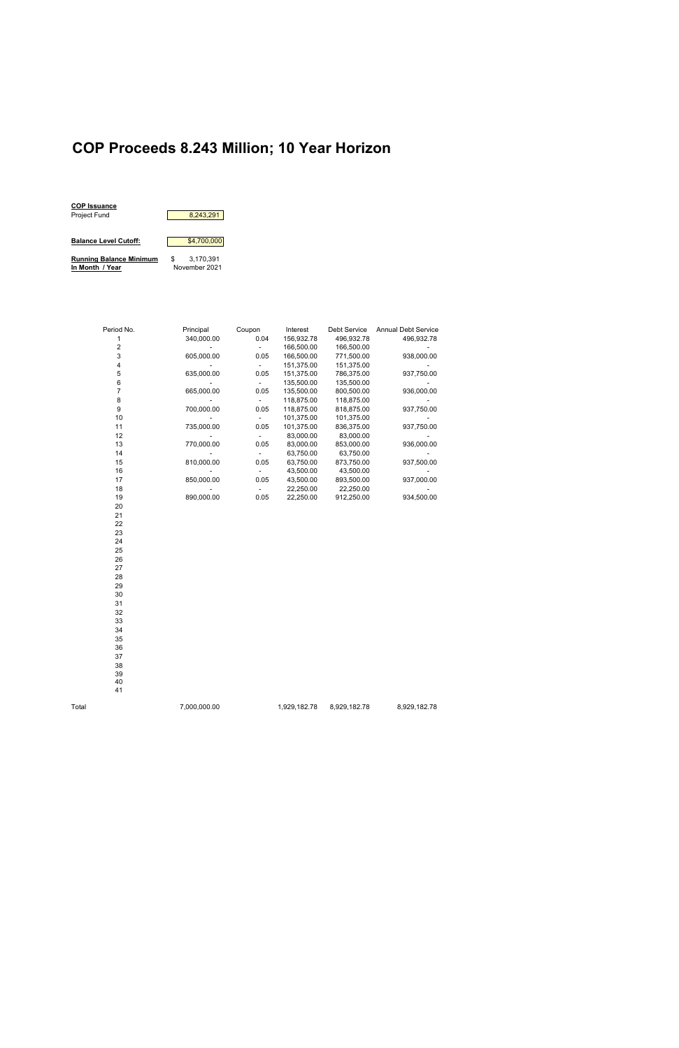# COP Proceeds 8.243 Million; 10 Year Horizon

**COP Issuance**
Project Fund: 8,243,291

**Balance Level Cutoff:** $4,700,000

**Running Balance Minimum In Month / Year:** $ 3,170,391 — November 2021

| Period No. | Principal | Coupon | Interest | Debt Service | Annual Debt Service |
|---|---|---|---|---|---|
| 1 | 340,000.00 | 0.04 | 156,932.78 | 496,932.78 | 496,932.78 |
| 2 | - | - | 166,500.00 | 166,500.00 | - |
| 3 | 605,000.00 | 0.05 | 166,500.00 | 771,500.00 | 938,000.00 |
| 4 | - | - | 151,375.00 | 151,375.00 | - |
| 5 | 635,000.00 | 0.05 | 151,375.00 | 786,375.00 | 937,750.00 |
| 6 | - | - | 135,500.00 | 135,500.00 | - |
| 7 | 665,000.00 | 0.05 | 135,500.00 | 800,500.00 | 936,000.00 |
| 8 | - | - | 118,875.00 | 118,875.00 | - |
| 9 | 700,000.00 | 0.05 | 118,875.00 | 818,875.00 | 937,750.00 |
| 10 | - | - | 101,375.00 | 101,375.00 | - |
| 11 | 735,000.00 | 0.05 | 101,375.00 | 836,375.00 | 937,750.00 |
| 12 | - | - | 83,000.00 | 83,000.00 | - |
| 13 | 770,000.00 | 0.05 | 83,000.00 | 853,000.00 | 936,000.00 |
| 14 | - | - | 63,750.00 | 63,750.00 | - |
| 15 | 810,000.00 | 0.05 | 63,750.00 | 873,750.00 | 937,500.00 |
| 16 | - | - | 43,500.00 | 43,500.00 | - |
| 17 | 850,000.00 | 0.05 | 43,500.00 | 893,500.00 | 937,000.00 |
| 18 | - | - | 22,250.00 | 22,250.00 | - |
| 19 | 890,000.00 | 0.05 | 22,250.00 | 912,250.00 | 934,500.00 |
| 20 | | | | | |
| 21 | | | | | |
| 22 | | | | | |
| 23 | | | | | |
| 24 | | | | | |
| 25 | | | | | |
| 26 | | | | | |
| 27 | | | | | |
| 28 | | | | | |
| 29 | | | | | |
| 30 | | | | | |
| 31 | | | | | |
| 32 | | | | | |
| 33 | | | | | |
| 34 | | | | | |
| 35 | | | | | |
| 36 | | | | | |
| 37 | | | | | |
| 38 | | | | | |
| 39 | | | | | |
| 40 | | | | | |
| 41 | | | | | |
| Total | 7,000,000.00 | | 1,929,182.78 | 8,929,182.78 | 8,929,182.78 |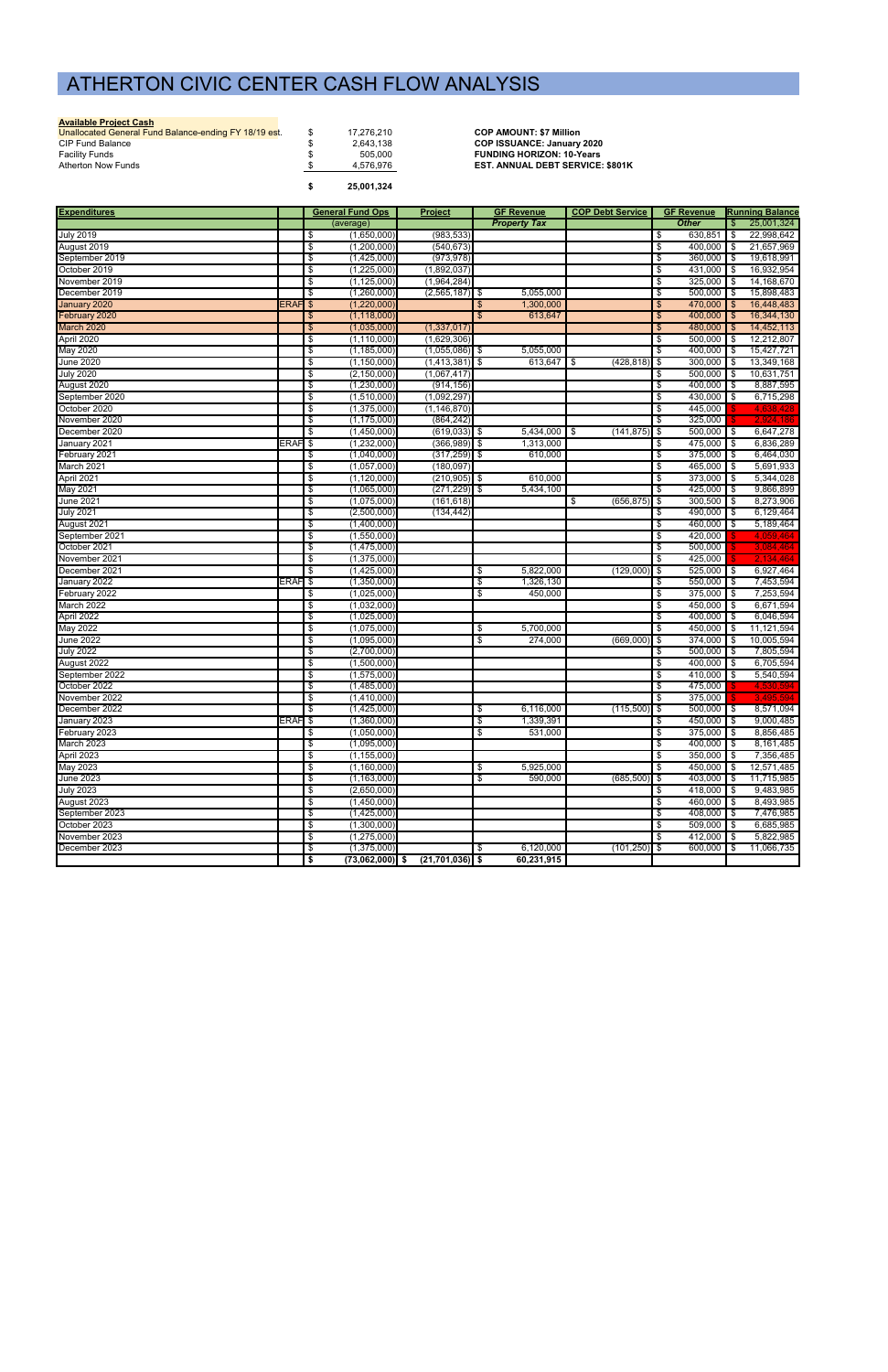# ATHERTON CIVIC CENTER CASH FLOW ANALYSIS

**Available Project Cash**

| | |
|---|---|
| Unallocated General Fund Balance-ending FY 18/19 est. | $ 17,276,210 |
| CIP Fund Balance | $ 2,643,138 |
| Facility Funds | $ 505,000 |
| Atherton Now Funds | $ 4,576,976 |
| | **$ 25,001,324** |

**COP AMOUNT: $7 Million**
**COP ISSUANCE: January 2020**
**FUNDING HORIZON: 10-Years**
**EST. ANNUAL DEBT SERVICE: $801K**

| Expenditures | | General Fund Ops | Project | GF Revenue | COP Debt Service | GF Revenue | Running Balance |
|---|---|---|---|---|---|---|---|
| | | (average) | | *Property Tax* | | *Other* | $ 25,001,324 |
| July 2019 | | $ (1,650,000) | (983,533) | | | $ 630,851 | $ 22,998,642 |
| August 2019 | | $ (1,200,000) | (540,673) | | | $ 400,000 | $ 21,657,969 |
| September 2019 | | $ (1,425,000) | (973,978) | | | $ 360,000 | $ 19,618,991 |
| October 2019 | | $ (1,225,000) | (1,892,037) | | | $ 431,000 | $ 16,932,954 |
| November 2019 | | $ (1,125,000) | (1,964,284) | | | $ 325,000 | $ 14,168,670 |
| December 2019 | | $ (1,260,000) | (2,565,187) | $ 5,055,000 | | $ 500,000 | $ 15,898,483 |
| January 2020 | ERAF | $ (1,220,000) | | $ 1,300,000 | | $ 470,000 | $ 16,448,483 |
| February 2020 | | $ (1,118,000) | | $ 613,647 | | $ 400,000 | $ 16,344,130 |
| March 2020 | | $ (1,035,000) | (1,337,017) | | | $ 480,000 | $ 14,452,113 |
| April 2020 | | $ (1,110,000) | (1,629,306) | | | $ 500,000 | $ 12,212,807 |
| May 2020 | | $ (1,185,000) | (1,055,086) | $ 5,055,000 | | $ 400,000 | $ 15,427,721 |
| June 2020 | | $ (1,150,000) | (1,413,381) | $ 613,647 | $ (428,818) | $ 300,000 | $ 13,349,168 |
| July 2020 | | $ (2,150,000) | (1,067,417) | | | $ 500,000 | $ 10,631,751 |
| August 2020 | | $ (1,230,000) | (914,156) | | | $ 400,000 | $ 8,887,595 |
| September 2020 | | $ (1,510,000) | (1,092,297) | | | $ 430,000 | $ 6,715,298 |
| October 2020 | | $ (1,375,000) | (1,146,870) | | | $ 445,000 | $ 4,638,428 |
| November 2020 | | $ (1,175,000) | (864,242) | | | $ 325,000 | $ 2,924,186 |
| December 2020 | | $ (1,450,000) | (619,033) | $ 5,434,000 | $ (141,875) | $ 500,000 | $ 6,647,278 |
| January 2021 | ERAF | $ (1,232,000) | (366,989) | $ 1,313,000 | | $ 475,000 | $ 6,836,289 |
| February 2021 | | $ (1,040,000) | (317,259) | $ 610,000 | | $ 375,000 | $ 6,464,030 |
| March 2021 | | $ (1,057,000) | (180,097) | | | $ 465,000 | $ 5,691,933 |
| April 2021 | | $ (1,120,000) | (210,905) | $ 610,000 | | $ 373,000 | $ 5,344,028 |
| May 2021 | | $ (1,065,000) | (271,229) | $ 5,434,100 | | $ 425,000 | $ 9,866,899 |
| June 2021 | | $ (1,075,000) | (161,618) | | $ (656,875) | $ 300,500 | $ 8,273,906 |
| July 2021 | | $ (2,500,000) | (134,442) | | | $ 490,000 | $ 6,129,464 |
| August 2021 | | $ (1,400,000) | | | | $ 460,000 | $ 5,189,464 |
| September 2021 | | $ (1,550,000) | | | | $ 420,000 | $ 4,059,464 |
| October 2021 | | $ (1,475,000) | | | | $ 500,000 | $ 3,084,464 |
| November 2021 | | $ (1,375,000) | | | | $ 425,000 | $ 2,134,464 |
| December 2021 | | $ (1,425,000) | | $ 5,822,000 | (129,000) | $ 525,000 | $ 6,927,464 |
| January 2022 | ERAF | $ (1,350,000) | | $ 1,326,130 | | $ 550,000 | $ 7,453,594 |
| February 2022 | | $ (1,025,000) | | $ 450,000 | | $ 375,000 | $ 7,253,594 |
| March 2022 | | $ (1,032,000) | | | | $ 450,000 | $ 6,671,594 |
| April 2022 | | $ (1,025,000) | | | | $ 400,000 | $ 6,046,594 |
| May 2022 | | $ (1,075,000) | | $ 5,700,000 | | $ 450,000 | $ 11,121,594 |
| June 2022 | | $ (1,095,000) | | $ 274,000 | (669,000) | $ 374,000 | $ 10,005,594 |
| July 2022 | | $ (2,700,000) | | | | $ 500,000 | $ 7,805,594 |
| August 2022 | | $ (1,500,000) | | | | $ 400,000 | $ 6,705,594 |
| September 2022 | | $ (1,575,000) | | | | $ 410,000 | $ 5,540,594 |
| October 2022 | | $ (1,485,000) | | | | $ 475,000 | $ 4,530,594 |
| November 2022 | | $ (1,410,000) | | | | $ 375,000 | $ 3,495,594 |
| December 2022 | | $ (1,425,000) | | $ 6,116,000 | (115,500) | $ 500,000 | $ 8,571,094 |
| January 2023 | ERAF | $ (1,360,000) | | $ 1,339,391 | | $ 450,000 | $ 9,000,485 |
| February 2023 | | $ (1,050,000) | | $ 531,000 | | $ 375,000 | $ 8,856,485 |
| March 2023 | | $ (1,095,000) | | | | $ 400,000 | $ 8,161,485 |
| April 2023 | | $ (1,155,000) | | | | $ 350,000 | $ 7,356,485 |
| May 2023 | | $ (1,160,000) | | $ 5,925,000 | | $ 450,000 | $ 12,571,485 |
| June 2023 | | $ (1,163,000) | | $ 590,000 | (685,500) | $ 403,000 | $ 11,715,985 |
| July 2023 | | $ (2,650,000) | | | | $ 418,000 | $ 9,483,985 |
| August 2023 | | $ (1,450,000) | | | | $ 460,000 | $ 8,493,985 |
| September 2023 | | $ (1,425,000) | | | | $ 408,000 | $ 7,476,985 |
| October 2023 | | $ (1,300,000) | | | | $ 509,000 | $ 6,685,985 |
| November 2023 | | $ (1,275,000) | | | | $ 412,000 | $ 5,822,985 |
| December 2023 | | $ (1,375,000) | | $ 6,120,000 | (101,250) | $ 600,000 | $ 11,066,735 |
| | | **$ (73,062,000)** | **$ (21,701,036)** | **$ 60,231,915** | | | |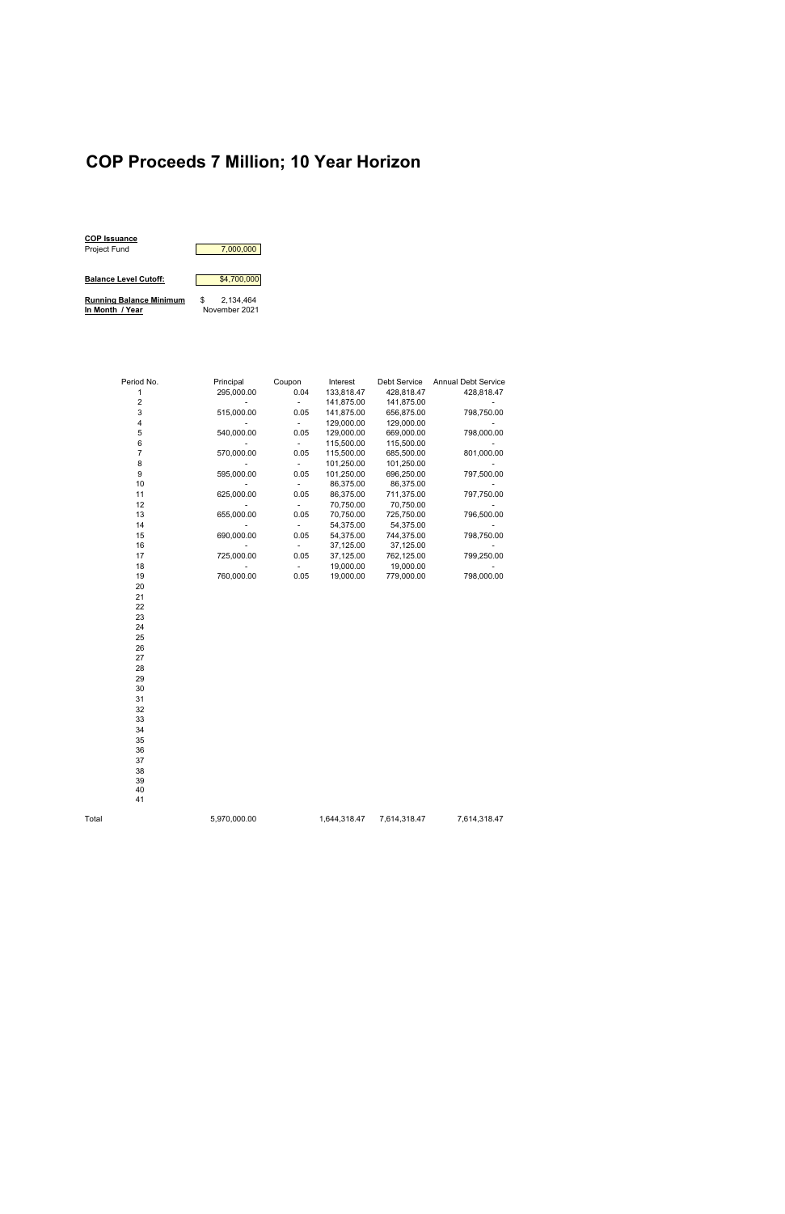# COP Proceeds 7 Million; 10 Year Horizon

**COP Issuance**

| | |
|---|---|
| Project Fund | 7,000,000 |
| **Balance Level Cutoff:** | $4,700,000 |
| **Running Balance Minimum** | $ 2,134,464 |
| **In Month / Year** | November 2021 |

| Period No. | Principal | Coupon | Interest | Debt Service | Annual Debt Service |
|---|---|---|---|---|---|
| 1 | 295,000.00 | 0.04 | 133,818.47 | 428,818.47 | 428,818.47 |
| 2 | - | - | 141,875.00 | 141,875.00 | - |
| 3 | 515,000.00 | 0.05 | 141,875.00 | 656,875.00 | 798,750.00 |
| 4 | - | - | 129,000.00 | 129,000.00 | - |
| 5 | 540,000.00 | 0.05 | 129,000.00 | 669,000.00 | 798,000.00 |
| 6 | - | - | 115,500.00 | 115,500.00 | - |
| 7 | 570,000.00 | 0.05 | 115,500.00 | 685,500.00 | 801,000.00 |
| 8 | - | - | 101,250.00 | 101,250.00 | - |
| 9 | 595,000.00 | 0.05 | 101,250.00 | 696,250.00 | 797,500.00 |
| 10 | - | - | 86,375.00 | 86,375.00 | - |
| 11 | 625,000.00 | 0.05 | 86,375.00 | 711,375.00 | 797,750.00 |
| 12 | - | - | 70,750.00 | 70,750.00 | - |
| 13 | 655,000.00 | 0.05 | 70,750.00 | 725,750.00 | 796,500.00 |
| 14 | - | - | 54,375.00 | 54,375.00 | - |
| 15 | 690,000.00 | 0.05 | 54,375.00 | 744,375.00 | 798,750.00 |
| 16 | - | - | 37,125.00 | 37,125.00 | - |
| 17 | 725,000.00 | 0.05 | 37,125.00 | 762,125.00 | 799,250.00 |
| 18 | - | - | 19,000.00 | 19,000.00 | - |
| 19 | 760,000.00 | 0.05 | 19,000.00 | 779,000.00 | 798,000.00 |
| 20 | | | | | |
| 21 | | | | | |
| 22 | | | | | |
| 23 | | | | | |
| 24 | | | | | |
| 25 | | | | | |
| 26 | | | | | |
| 27 | | | | | |
| 28 | | | | | |
| 29 | | | | | |
| 30 | | | | | |
| 31 | | | | | |
| 32 | | | | | |
| 33 | | | | | |
| 34 | | | | | |
| 35 | | | | | |
| 36 | | | | | |
| 37 | | | | | |
| 38 | | | | | |
| 39 | | | | | |
| 40 | | | | | |
| 41 | | | | | |
| Total | 5,970,000.00 | | 1,644,318.47 | 7,614,318.47 | 7,614,318.47 |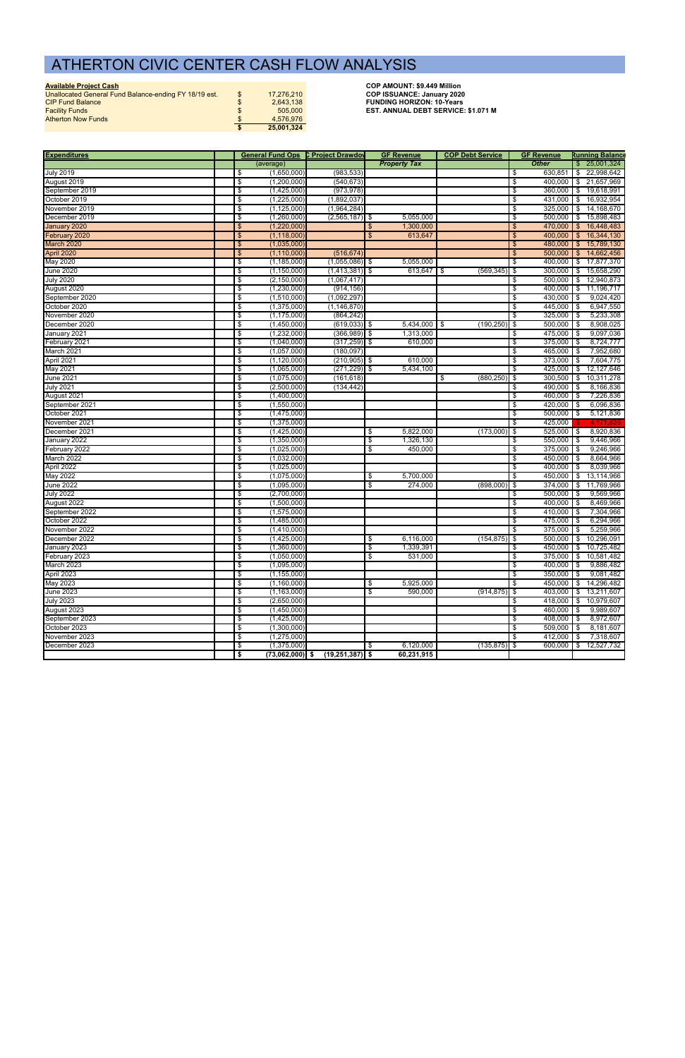# ATHERTON CIVIC CENTER CASH FLOW ANALYSIS

| **Available Project Cash** | | |
|---|---|---|
| Unallocated General Fund Balance-ending FY 18/19 est. | $ | 17,276,210 |
| CIP Fund Balance | $ | 2,643,138 |
| Facility Funds | $ | 505,000 |
| Atherton Now Funds | $ | 4,576,976 |
| | **$** | **25,001,324** |

**COP AMOUNT: $9.449 Million**
**COP ISSUANCE: January 2020**
**FUNDING HORIZON: 10-Years**
**EST. ANNUAL DEBT SERVICE: $1.071 M**

| **Expenditures** | | **General Fund Ops** | **CIP Project Drawdown** | **GF Revenue** | **COP Debt Service** | **GF Revenue** | **Running Balance** |
|---|---|---|---|---|---|---|---|
| | | (average) | | ***Property Tax*** | | ***Other*** | $ 25,001,324 |
| July 2019 | | $ (1,650,000) | (983,533) | | | $ 630,851 | $ 22,998,642 |
| August 2019 | | $ (1,200,000) | (540,673) | | | $ 400,000 | $ 21,657,969 |
| September 2019 | | $ (1,425,000) | (973,978) | | | $ 360,000 | $ 19,618,991 |
| October 2019 | | $ (1,225,000) | (1,892,037) | | | $ 431,000 | $ 16,932,954 |
| November 2019 | | $ (1,125,000) | (1,964,284) | | | $ 325,000 | $ 14,168,670 |
| December 2019 | | $ (1,260,000) | (2,565,187) | $ 5,055,000 | | $ 500,000 | $ 15,898,483 |
| January 2020 | | $ (1,220,000) | | $ 1,300,000 | | $ 470,000 | $ 16,448,483 |
| February 2020 | | $ (1,118,000) | | $ 613,647 | | $ 400,000 | $ 16,344,130 |
| March 2020 | | $ (1,035,000) | | | | $ 480,000 | $ 15,789,130 |
| April 2020 | | $ (1,110,000) | (516,674) | | | $ 500,000 | $ 14,662,456 |
| May 2020 | | $ (1,185,000) | (1,055,086) | $ 5,055,000 | | $ 400,000 | $ 17,877,370 |
| June 2020 | | $ (1,150,000) | (1,413,381) | $ 613,647 | $ (569,345) | $ 300,000 | $ 15,658,290 |
| July 2020 | | $ (2,150,000) | (1,067,417) | | | $ 500,000 | $ 12,940,873 |
| August 2020 | | $ (1,230,000) | (914,156) | | | $ 400,000 | $ 11,196,717 |
| September 2020 | | $ (1,510,000) | (1,092,297) | | | $ 430,000 | $ 9,024,420 |
| October 2020 | | $ (1,375,000) | (1,146,870) | | | $ 445,000 | $ 6,947,550 |
| November 2020 | | $ (1,175,000) | (864,242) | | | $ 325,000 | $ 5,233,308 |
| December 2020 | | $ (1,450,000) | (619,033) | $ 5,434,000 | $ (190,250) | $ 500,000 | $ 8,908,025 |
| January 2021 | | $ (1,232,000) | (366,989) | $ 1,313,000 | | $ 475,000 | $ 9,097,036 |
| February 2021 | | $ (1,040,000) | (317,259) | $ 610,000 | | $ 375,000 | $ 8,724,777 |
| March 2021 | | $ (1,057,000) | (180,097) | | | $ 465,000 | $ 7,952,680 |
| April 2021 | | $ (1,120,000) | (210,905) | $ 610,000 | | $ 373,000 | $ 7,604,775 |
| May 2021 | | $ (1,065,000) | (271,229) | $ 5,434,100 | | $ 425,000 | $ 12,127,646 |
| June 2021 | | $ (1,075,000) | (161,618) | | $ (880,250) | $ 300,500 | $ 10,311,278 |
| July 2021 | | $ (2,500,000) | (134,442) | | | $ 490,000 | $ 8,166,836 |
| August 2021 | | $ (1,400,000) | | | | $ 460,000 | $ 7,226,836 |
| September 2021 | | $ (1,550,000) | | | | $ 420,000 | $ 6,096,836 |
| October 2021 | | $ (1,475,000) | | | | $ 500,000 | $ 5,121,836 |
| November 2021 | | $ (1,375,000) | | | | $ 425,000 | $ 4,171,836 |
| December 2021 | | $ (1,425,000) | | $ 5,822,000 | (173,000) | $ 525,000 | $ 8,920,836 |
| January 2022 | | $ (1,350,000) | | $ 1,326,130 | | $ 550,000 | $ 9,446,966 |
| February 2022 | | $ (1,025,000) | | $ 450,000 | | $ 375,000 | $ 9,246,966 |
| March 2022 | | $ (1,032,000) | | | | $ 450,000 | $ 8,664,966 |
| April 2022 | | $ (1,025,000) | | | | $ 400,000 | $ 8,039,966 |
| May 2022 | | $ (1,075,000) | | $ 5,700,000 | | $ 450,000 | $ 13,114,966 |
| June 2022 | | $ (1,095,000) | | $ 274,000 | (898,000) | $ 374,000 | $ 11,769,966 |
| July 2022 | | $ (2,700,000) | | | | $ 500,000 | $ 9,569,966 |
| August 2022 | | $ (1,500,000) | | | | $ 400,000 | $ 8,469,966 |
| September 2022 | | $ (1,575,000) | | | | $ 410,000 | $ 7,304,966 |
| October 2022 | | $ (1,485,000) | | | | $ 475,000 | $ 6,294,966 |
| November 2022 | | $ (1,410,000) | | | | $ 375,000 | $ 5,259,966 |
| December 2022 | | $ (1,425,000) | | $ 6,116,000 | (154,875) | $ 500,000 | $ 10,296,091 |
| January 2023 | | $ (1,360,000) | | $ 1,339,391 | | $ 450,000 | $ 10,725,482 |
| February 2023 | | $ (1,050,000) | | $ 531,000 | | $ 375,000 | $ 10,581,482 |
| March 2023 | | $ (1,095,000) | | | | $ 400,000 | $ 9,886,482 |
| April 2023 | | $ (1,155,000) | | | | $ 350,000 | $ 9,081,482 |
| May 2023 | | $ (1,160,000) | | $ 5,925,000 | | $ 450,000 | $ 14,296,482 |
| June 2023 | | $ (1,163,000) | | $ 590,000 | (914,875) | $ 403,000 | $ 13,211,607 |
| July 2023 | | $ (2,650,000) | | | | $ 418,000 | $ 10,979,607 |
| August 2023 | | $ (1,450,000) | | | | $ 460,000 | $ 9,989,607 |
| September 2023 | | $ (1,425,000) | | | | $ 408,000 | $ 8,972,607 |
| October 2023 | | $ (1,300,000) | | | | $ 509,000 | $ 8,181,607 |
| November 2023 | | $ (1,275,000) | | | | $ 412,000 | $ 7,318,607 |
| December 2023 | | $ (1,375,000) | | $ 6,120,000 | (135,875) | $ 600,000 | $ 12,527,732 |
| | | **$ (73,062,000)** | **$ (19,251,387)** | **$ 60,231,915** | | | |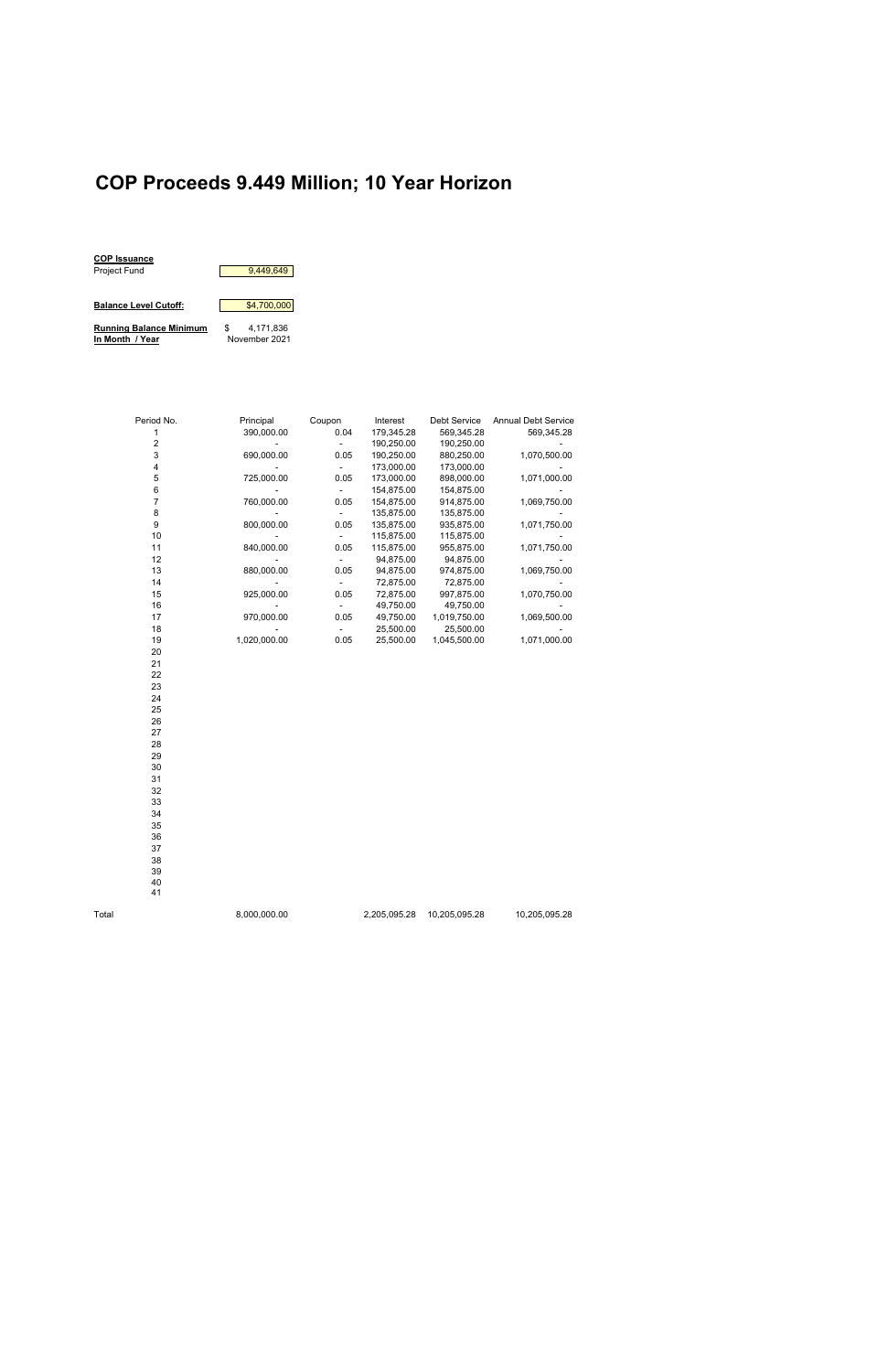# COP Proceeds 9.449 Million; 10 Year Horizon

**COP Issuance**
Project Fund: 9,449,649

**Balance Level Cutoff:** $4,700,000

**Running Balance Minimum** $ 4,171,836
**In Month / Year** November 2021

| Period No. | Principal | Coupon | Interest | Debt Service | Annual Debt Service |
|---|---|---|---|---|---|
| 1 | 390,000.00 | 0.04 | 179,345.28 | 569,345.28 | 569,345.28 |
| 2 | - | - | 190,250.00 | 190,250.00 | - |
| 3 | 690,000.00 | 0.05 | 190,250.00 | 880,250.00 | 1,070,500.00 |
| 4 | - | - | 173,000.00 | 173,000.00 | - |
| 5 | 725,000.00 | 0.05 | 173,000.00 | 898,000.00 | 1,071,000.00 |
| 6 | - | - | 154,875.00 | 154,875.00 | - |
| 7 | 760,000.00 | 0.05 | 154,875.00 | 914,875.00 | 1,069,750.00 |
| 8 | - | - | 135,875.00 | 135,875.00 | - |
| 9 | 800,000.00 | 0.05 | 135,875.00 | 935,875.00 | 1,071,750.00 |
| 10 | - | - | 115,875.00 | 115,875.00 | - |
| 11 | 840,000.00 | 0.05 | 115,875.00 | 955,875.00 | 1,071,750.00 |
| 12 | - | - | 94,875.00 | 94,875.00 | - |
| 13 | 880,000.00 | 0.05 | 94,875.00 | 974,875.00 | 1,069,750.00 |
| 14 | - | - | 72,875.00 | 72,875.00 | - |
| 15 | 925,000.00 | 0.05 | 72,875.00 | 997,875.00 | 1,070,750.00 |
| 16 | - | - | 49,750.00 | 49,750.00 | - |
| 17 | 970,000.00 | 0.05 | 49,750.00 | 1,019,750.00 | 1,069,500.00 |
| 18 | - | - | 25,500.00 | 25,500.00 | - |
| 19 | 1,020,000.00 | 0.05 | 25,500.00 | 1,045,500.00 | 1,071,000.00 |
| 20 | | | | | |
| 21 | | | | | |
| 22 | | | | | |
| 23 | | | | | |
| 24 | | | | | |
| 25 | | | | | |
| 26 | | | | | |
| 27 | | | | | |
| 28 | | | | | |
| 29 | | | | | |
| 30 | | | | | |
| 31 | | | | | |
| 32 | | | | | |
| 33 | | | | | |
| 34 | | | | | |
| 35 | | | | | |
| 36 | | | | | |
| 37 | | | | | |
| 38 | | | | | |
| 39 | | | | | |
| 40 | | | | | |
| 41 | | | | | |
| Total | 8,000,000.00 | | 2,205,095.28 | 10,205,095.28 | 10,205,095.28 |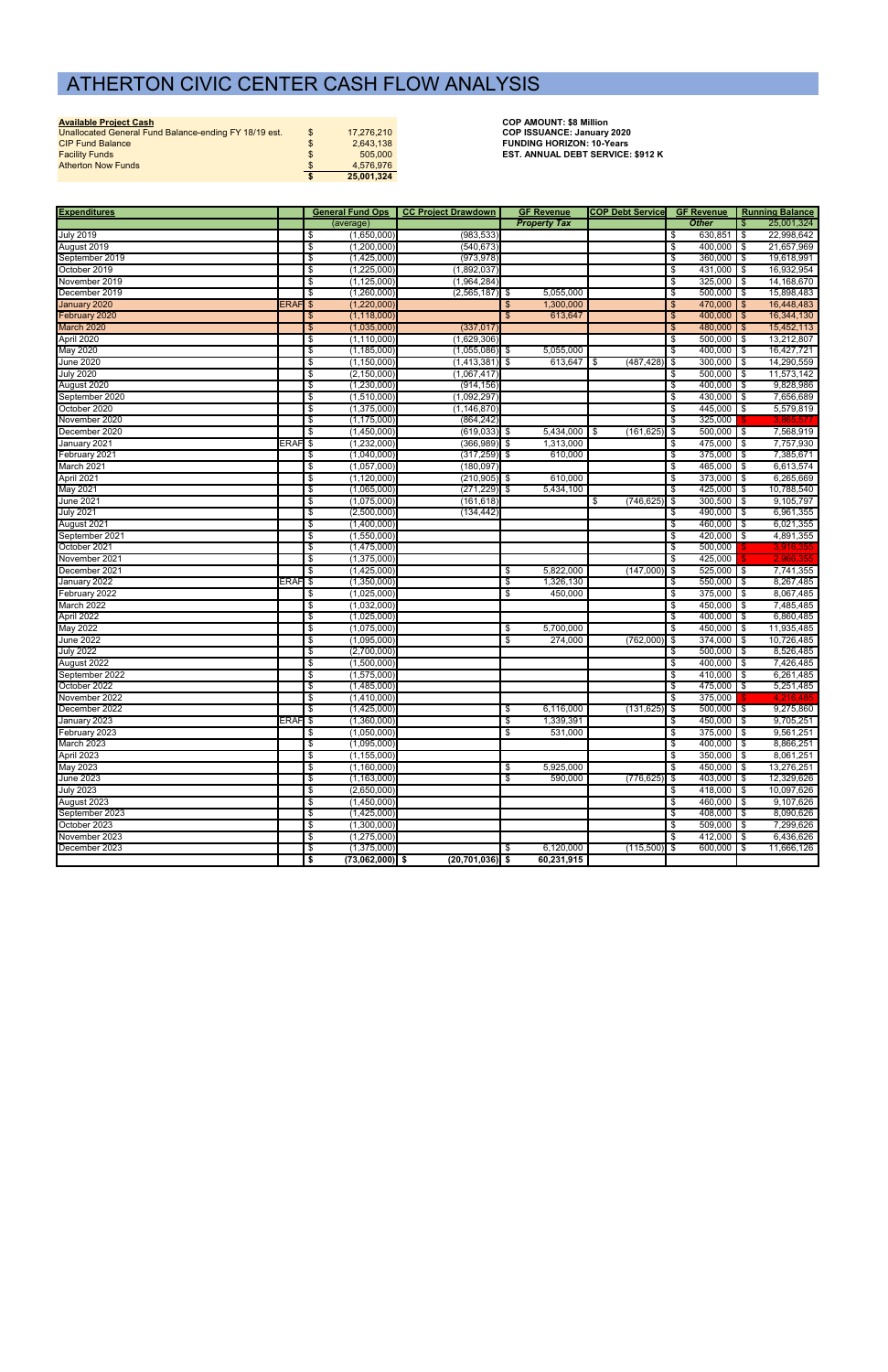# ATHERTON CIVIC CENTER CASH FLOW ANALYSIS

| Available Project Cash | | |
|---|---|---|
| Unallocated General Fund Balance-ending FY 18/19 est. | $ | 17,276,210 |
| CIP Fund Balance | $ | 2,643,138 |
| Facility Funds | $ | 505,000 |
| Atherton Now Funds | $ | 4,576,976 |
| | $ | 25,001,324 |

**COP AMOUNT: $8 Million**
**COP ISSUANCE: January 2020**
**FUNDING HORIZON: 10-Years**
**EST. ANNUAL DEBT SERVICE: $912 K**

| Expenditures | | General Fund Ops | CC Project Drawdown | GF Revenue | COP Debt Service | GF Revenue | Running Balance |
|---|---|---|---|---|---|---|---|
| | | (average) | | Property Tax | | Other | $ 25,001,324 |
| July 2019 | | $ (1,650,000) | (983,533) | | | $ 630,851 | $ 22,998,642 |
| August 2019 | | $ (1,200,000) | (540,673) | | | $ 400,000 | $ 21,657,969 |
| September 2019 | | $ (1,425,000) | (973,978) | | | $ 360,000 | $ 19,618,991 |
| October 2019 | | $ (1,225,000) | (1,892,037) | | | $ 431,000 | $ 16,932,954 |
| November 2019 | | $ (1,125,000) | (1,964,284) | | | $ 325,000 | $ 14,168,670 |
| December 2019 | | $ (1,260,000) | (2,565,187) | $ 5,055,000 | | $ 500,000 | $ 15,898,483 |
| January 2020 | ERAF | $ (1,220,000) | | $ 1,300,000 | | $ 470,000 | $ 16,448,483 |
| February 2020 | | $ (1,118,000) | | $ 613,647 | | $ 400,000 | $ 16,344,130 |
| March 2020 | | $ (1,035,000) | (337,017) | | | $ 480,000 | $ 15,452,113 |
| April 2020 | | $ (1,110,000) | (1,629,306) | | | $ 500,000 | $ 13,212,807 |
| May 2020 | | $ (1,185,000) | (1,055,086) | $ 5,055,000 | | $ 400,000 | $ 16,427,721 |
| June 2020 | | $ (1,150,000) | (1,413,381) | $ 613,647 | $ (487,428) | $ 300,000 | $ 14,290,559 |
| July 2020 | | $ (2,150,000) | (1,067,417) | | | $ 500,000 | $ 11,573,142 |
| August 2020 | | $ (1,230,000) | (914,156) | | | $ 400,000 | $ 9,828,986 |
| September 2020 | | $ (1,510,000) | (1,092,297) | | | $ 430,000 | $ 7,656,689 |
| October 2020 | | $ (1,375,000) | (1,146,870) | | | $ 445,000 | $ 5,579,819 |
| November 2020 | | $ (1,175,000) | (864,242) | | | $ 325,000 | $ 3,865,577 |
| December 2020 | | $ (1,450,000) | (619,033) | $ 5,434,000 | $ (161,625) | $ 500,000 | $ 7,568,919 |
| January 2021 | ERAF | $ (1,232,000) | (366,989) | $ 1,313,000 | | $ 475,000 | $ 7,757,930 |
| February 2021 | | $ (1,040,000) | (317,259) | $ 610,000 | | $ 375,000 | $ 7,385,671 |
| March 2021 | | $ (1,057,000) | (180,097) | | | $ 465,000 | $ 6,613,574 |
| April 2021 | | $ (1,120,000) | (210,905) | $ 610,000 | | $ 373,000 | $ 6,265,669 |
| May 2021 | | $ (1,065,000) | (271,229) | $ 5,434,100 | | $ 425,000 | $ 10,788,540 |
| June 2021 | | $ (1,075,000) | (161,618) | | $ (746,625) | $ 300,500 | $ 9,105,797 |
| July 2021 | | $ (2,500,000) | (134,442) | | | $ 490,000 | $ 6,961,355 |
| August 2021 | | $ (1,400,000) | | | | $ 460,000 | $ 6,021,355 |
| September 2021 | | $ (1,550,000) | | | | $ 420,000 | $ 4,891,355 |
| October 2021 | | $ (1,475,000) | | | | $ 500,000 | $ 3,916,355 |
| November 2021 | | $ (1,375,000) | | | | $ 425,000 | $ 2,966,355 |
| December 2021 | | $ (1,425,000) | | $ 5,822,000 | (147,000) | $ 525,000 | $ 7,741,355 |
| January 2022 | ERAF | $ (1,350,000) | | $ 1,326,130 | | $ 550,000 | $ 8,267,485 |
| February 2022 | | $ (1,025,000) | | $ 450,000 | | $ 375,000 | $ 8,067,485 |
| March 2022 | | $ (1,032,000) | | | | $ 450,000 | $ 7,485,485 |
| April 2022 | | $ (1,025,000) | | | | $ 400,000 | $ 6,860,485 |
| May 2022 | | $ (1,075,000) | | $ 5,700,000 | | $ 450,000 | $ 11,935,485 |
| June 2022 | | $ (1,095,000) | | $ 274,000 | (762,000) | $ 374,000 | $ 10,726,485 |
| July 2022 | | $ (2,700,000) | | | | $ 500,000 | $ 8,526,485 |
| August 2022 | | $ (1,500,000) | | | | $ 400,000 | $ 7,426,485 |
| September 2022 | | $ (1,575,000) | | | | $ 410,000 | $ 6,261,485 |
| October 2022 | | $ (1,485,000) | | | | $ 475,000 | $ 5,251,485 |
| November 2022 | | $ (1,410,000) | | | | $ 375,000 | $ 4,216,485 |
| December 2022 | | $ (1,425,000) | | $ 6,116,000 | (131,625) | $ 500,000 | $ 9,275,860 |
| January 2023 | ERAF | $ (1,360,000) | | $ 1,339,391 | | $ 450,000 | $ 9,705,251 |
| February 2023 | | $ (1,050,000) | | $ 531,000 | | $ 375,000 | $ 9,561,251 |
| March 2023 | | $ (1,095,000) | | | | $ 400,000 | $ 8,866,251 |
| April 2023 | | $ (1,155,000) | | | | $ 350,000 | $ 8,061,251 |
| May 2023 | | $ (1,160,000) | | $ 5,925,000 | | $ 450,000 | $ 13,276,251 |
| June 2023 | | $ (1,163,000) | | $ 590,000 | (776,625) | $ 403,000 | $ 12,329,626 |
| July 2023 | | $ (2,650,000) | | | | $ 418,000 | $ 10,097,626 |
| August 2023 | | $ (1,450,000) | | | | $ 460,000 | $ 9,107,626 |
| September 2023 | | $ (1,425,000) | | | | $ 408,000 | $ 8,090,626 |
| October 2023 | | $ (1,300,000) | | | | $ 509,000 | $ 7,299,626 |
| November 2023 | | $ (1,275,000) | | | | $ 412,000 | $ 6,436,626 |
| December 2023 | | $ (1,375,000) | | $ 6,120,000 | (115,500) | $ 600,000 | $ 11,666,126 |
| | | $ (73,062,000) | $ (20,701,036) | $ 60,231,915 | | | |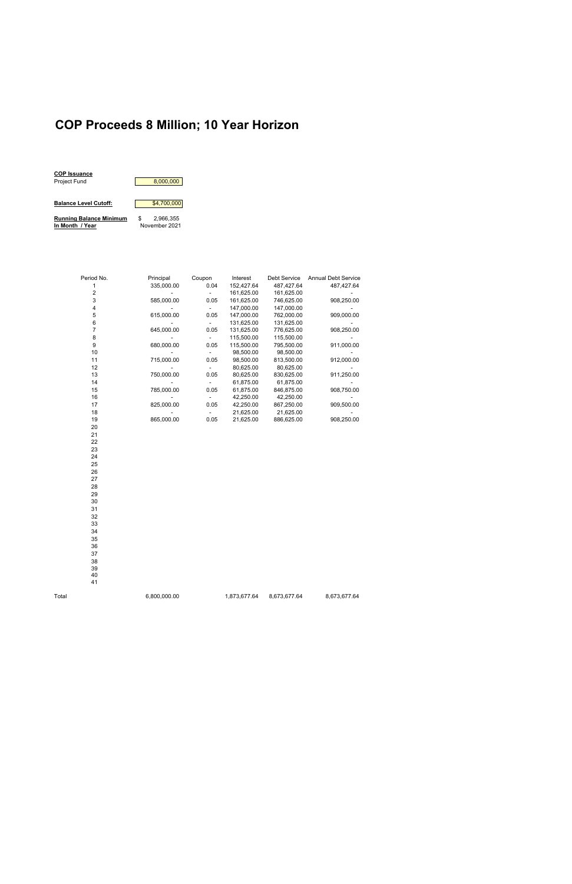# COP Proceeds 8 Million; 10 Year Horizon

| **COP Issuance** | |
|---|---|
| Project Fund | 8,000,000 |
| **Balance Level Cutoff:** | $4,700,000 |
| **Running Balance Minimum** | $ 2,966,355 |
| **In Month / Year** | November 2021 |

| Period No. | Principal | Coupon | Interest | Debt Service | Annual Debt Service |
|---|---|---|---|---|---|
| 1 | 335,000.00 | 0.04 | 152,427.64 | 487,427.64 | 487,427.64 |
| 2 | - | - | 161,625.00 | 161,625.00 | - |
| 3 | 585,000.00 | 0.05 | 161,625.00 | 746,625.00 | 908,250.00 |
| 4 | - | - | 147,000.00 | 147,000.00 | - |
| 5 | 615,000.00 | 0.05 | 147,000.00 | 762,000.00 | 909,000.00 |
| 6 | - | - | 131,625.00 | 131,625.00 | - |
| 7 | 645,000.00 | 0.05 | 131,625.00 | 776,625.00 | 908,250.00 |
| 8 | - | - | 115,500.00 | 115,500.00 | - |
| 9 | 680,000.00 | 0.05 | 115,500.00 | 795,500.00 | 911,000.00 |
| 10 | - | - | 98,500.00 | 98,500.00 | - |
| 11 | 715,000.00 | 0.05 | 98,500.00 | 813,500.00 | 912,000.00 |
| 12 | - | - | 80,625.00 | 80,625.00 | - |
| 13 | 750,000.00 | 0.05 | 80,625.00 | 830,625.00 | 911,250.00 |
| 14 | - | - | 61,875.00 | 61,875.00 | - |
| 15 | 785,000.00 | 0.05 | 61,875.00 | 846,875.00 | 908,750.00 |
| 16 | - | - | 42,250.00 | 42,250.00 | - |
| 17 | 825,000.00 | 0.05 | 42,250.00 | 867,250.00 | 909,500.00 |
| 18 | - | - | 21,625.00 | 21,625.00 | - |
| 19 | 865,000.00 | 0.05 | 21,625.00 | 886,625.00 | 908,250.00 |
| 20 | | | | | |
| 21 | | | | | |
| 22 | | | | | |
| 23 | | | | | |
| 24 | | | | | |
| 25 | | | | | |
| 26 | | | | | |
| 27 | | | | | |
| 28 | | | | | |
| 29 | | | | | |
| 30 | | | | | |
| 31 | | | | | |
| 32 | | | | | |
| 33 | | | | | |
| 34 | | | | | |
| 35 | | | | | |
| 36 | | | | | |
| 37 | | | | | |
| 38 | | | | | |
| 39 | | | | | |
| 40 | | | | | |
| 41 | | | | | |
| Total | 6,800,000.00 | | 1,873,677.64 | 8,673,677.64 | 8,673,677.64 |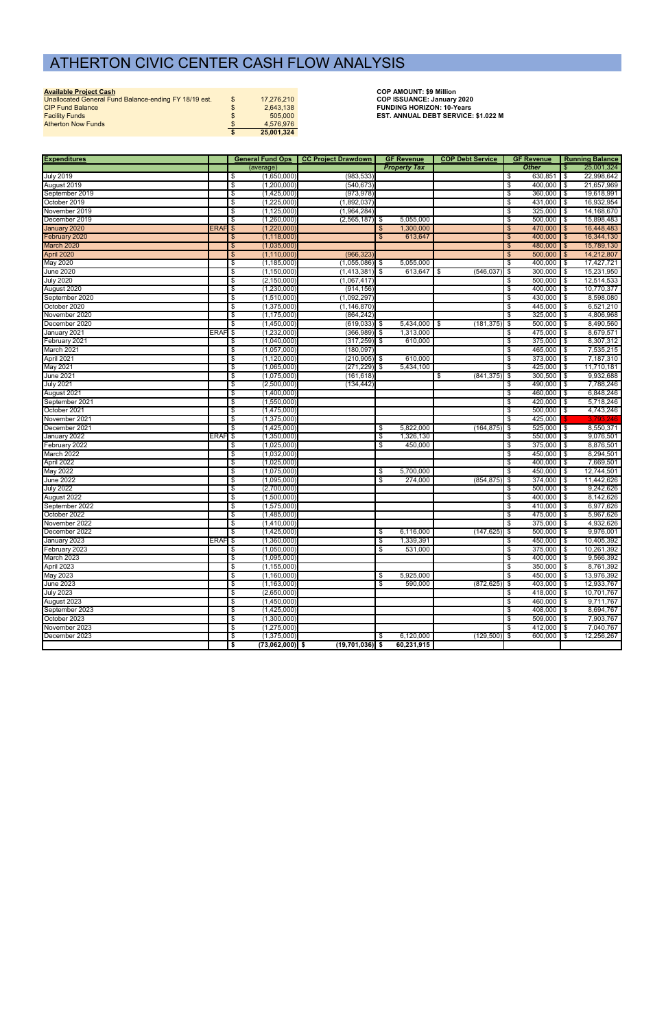# ATHERTON CIVIC CENTER CASH FLOW ANALYSIS

**Available Project Cash**

| | | |
|---|---|---|
| Unallocated General Fund Balance-ending FY 18/19 est. | $ | 17,276,210 |
| CIP Fund Balance | $ | 2,643,138 |
| Facility Funds | $ | 505,000 |
| Atherton Now Funds | $ | 4,576,976 |
| | **$** | **25,001,324** |

**COP AMOUNT: $9 Million**
**COP ISSUANCE: January 2020**
**FUNDING HORIZON: 10-Years**
**EST. ANNUAL DEBT SERVICE: $1.022 M**

| Expenditures | | General Fund Ops | CC Project Drawdown | GF Revenue | COP Debt Service | GF Revenue | Running Balance |
|---|---|---|---|---|---|---|---|
| | | (average) | | *Property Tax* | | *Other* | $ 25,001,324 |
| July 2019 | | $ (1,650,000) | (983,533) | | | $ 630,851 | $ 22,998,642 |
| August 2019 | | $ (1,200,000) | (540,673) | | | $ 400,000 | $ 21,657,969 |
| September 2019 | | $ (1,425,000) | (973,978) | | | $ 360,000 | $ 19,618,991 |
| October 2019 | | $ (1,225,000) | (1,892,037) | | | $ 431,000 | $ 16,932,954 |
| November 2019 | | $ (1,125,000) | (1,964,284) | | | $ 325,000 | $ 14,168,670 |
| December 2019 | | $ (1,260,000) | (2,565,187) | $ 5,055,000 | | $ 500,000 | $ 15,898,483 |
| January 2020 | ERAF | $ (1,220,000) | | $ 1,300,000 | | $ 470,000 | $ 16,448,483 |
| February 2020 | | $ (1,118,000) | | $ 613,647 | | $ 400,000 | $ 16,344,130 |
| March 2020 | | $ (1,035,000) | | | | $ 480,000 | $ 15,789,130 |
| April 2020 | | $ (1,110,000) | (966,323) | | | $ 500,000 | $ 14,212,807 |
| May 2020 | | $ (1,185,000) | (1,055,086) | $ 5,055,000 | | $ 400,000 | $ 17,427,721 |
| June 2020 | | $ (1,150,000) | (1,413,381) | $ 613,647 | $ (546,037) | $ 300,000 | $ 15,231,950 |
| July 2020 | | $ (2,150,000) | (1,067,417) | | | $ 500,000 | $ 12,514,533 |
| August 2020 | | $ (1,230,000) | (914,156) | | | $ 400,000 | $ 10,770,377 |
| September 2020 | | $ (1,510,000) | (1,092,297) | | | $ 430,000 | $ 8,598,080 |
| October 2020 | | $ (1,375,000) | (1,146,870) | | | $ 445,000 | $ 6,521,210 |
| November 2020 | | $ (1,175,000) | (864,242) | | | $ 325,000 | $ 4,806,968 |
| December 2020 | | $ (1,450,000) | (619,033) | $ 5,434,000 | $ (181,375) | $ 500,000 | $ 8,490,560 |
| January 2021 | ERAF | $ (1,232,000) | (366,989) | $ 1,313,000 | | $ 475,000 | $ 8,679,571 |
| February 2021 | | $ (1,040,000) | (317,259) | $ 610,000 | | $ 375,000 | $ 8,307,312 |
| March 2021 | | $ (1,057,000) | (180,097) | | | $ 465,000 | $ 7,535,215 |
| April 2021 | | $ (1,120,000) | (210,905) | $ 610,000 | | $ 373,000 | $ 7,187,310 |
| May 2021 | | $ (1,065,000) | (271,229) | $ 5,434,100 | | $ 425,000 | $ 11,710,181 |
| June 2021 | | $ (1,075,000) | (161,618) | | $ (841,375) | $ 300,500 | $ 9,932,688 |
| July 2021 | | $ (2,500,000) | (134,442) | | | $ 490,000 | $ 7,788,246 |
| August 2021 | | $ (1,400,000) | | | | $ 460,000 | $ 6,848,246 |
| September 2021 | | $ (1,550,000) | | | | $ 420,000 | $ 5,718,246 |
| October 2021 | | $ (1,475,000) | | | | $ 500,000 | $ 4,743,246 |
| November 2021 | | $ (1,375,000) | | | | $ 425,000 | $ 3,793,246 |
| December 2021 | | $ (1,425,000) | | $ 5,822,000 | (164,875) | $ 525,000 | $ 8,550,371 |
| January 2022 | ERAF | $ (1,350,000) | | $ 1,326,130 | | $ 550,000 | $ 9,076,501 |
| February 2022 | | $ (1,025,000) | | $ 450,000 | | $ 375,000 | $ 8,876,501 |
| March 2022 | | $ (1,032,000) | | | | $ 450,000 | $ 8,294,501 |
| April 2022 | | $ (1,025,000) | | | | $ 400,000 | $ 7,669,501 |
| May 2022 | | $ (1,075,000) | | $ 5,700,000 | | $ 450,000 | $ 12,744,501 |
| June 2022 | | $ (1,095,000) | | $ 274,000 | (854,875) | $ 374,000 | $ 11,442,626 |
| July 2022 | | $ (2,700,000) | | | | $ 500,000 | $ 9,242,626 |
| August 2022 | | $ (1,500,000) | | | | $ 400,000 | $ 8,142,626 |
| September 2022 | | $ (1,575,000) | | | | $ 410,000 | $ 6,977,626 |
| October 2022 | | $ (1,485,000) | | | | $ 475,000 | $ 5,967,626 |
| November 2022 | | $ (1,410,000) | | | | $ 375,000 | $ 4,932,626 |
| December 2022 | | $ (1,425,000) | | $ 6,116,000 | (147,625) | $ 500,000 | $ 9,976,001 |
| January 2023 | ERAF | $ (1,360,000) | | $ 1,339,391 | | $ 450,000 | $ 10,405,392 |
| February 2023 | | $ (1,050,000) | | $ 531,000 | | $ 375,000 | $ 10,261,392 |
| March 2023 | | $ (1,095,000) | | | | $ 400,000 | $ 9,566,392 |
| April 2023 | | $ (1,155,000) | | | | $ 350,000 | $ 8,761,392 |
| May 2023 | | $ (1,160,000) | | $ 5,925,000 | | $ 450,000 | $ 13,976,392 |
| June 2023 | | $ (1,163,000) | | $ 590,000 | (872,625) | $ 403,000 | $ 12,933,767 |
| July 2023 | | $ (2,650,000) | | | | $ 418,000 | $ 10,701,767 |
| August 2023 | | $ (1,450,000) | | | | $ 460,000 | $ 9,711,767 |
| September 2023 | | $ (1,425,000) | | | | $ 408,000 | $ 8,694,767 |
| October 2023 | | $ (1,300,000) | | | | $ 509,000 | $ 7,903,767 |
| November 2023 | | $ (1,275,000) | | | | $ 412,000 | $ 7,040,767 |
| December 2023 | | $ (1,375,000) | | $ 6,120,000 | (129,500) | $ 600,000 | $ 12,256,267 |
| | | **$ (73,062,000)** | **$ (19,701,036)** | **$ 60,231,915** | | | |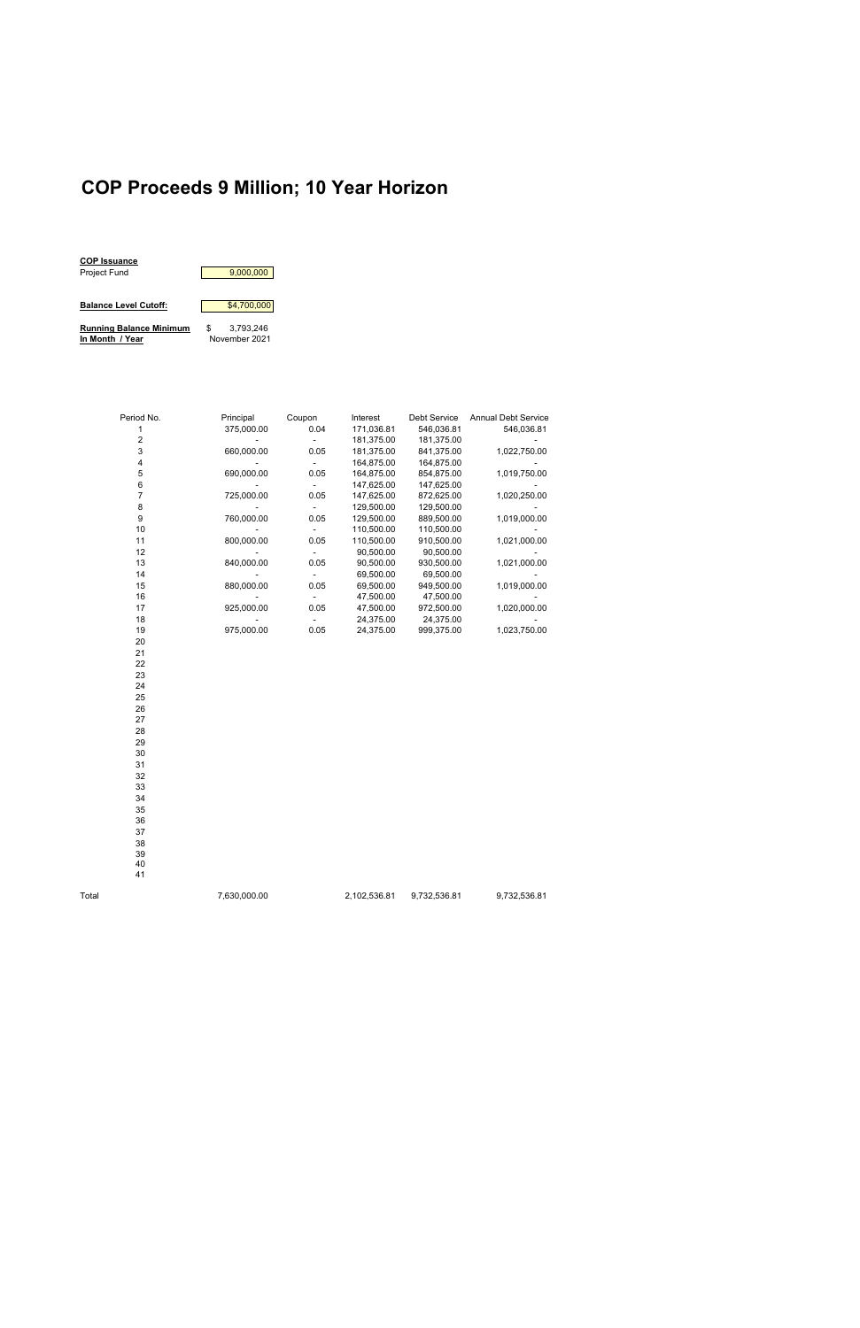# COP Proceeds 9 Million; 10 Year Horizon

**COP Issuance**

Project Fund 9,000,000

**Balance Level Cutoff:** $4,700,000

**Running Balance Minimum In Month / Year** $ 3,793,246 November 2021

| Period No. | Principal | Coupon | Interest | Debt Service | Annual Debt Service |
|---|---|---|---|---|---|
| 1 | 375,000.00 | 0.04 | 171,036.81 | 546,036.81 | 546,036.81 |
| 2 | - | - | 181,375.00 | 181,375.00 | - |
| 3 | 660,000.00 | 0.05 | 181,375.00 | 841,375.00 | 1,022,750.00 |
| 4 | - | - | 164,875.00 | 164,875.00 | - |
| 5 | 690,000.00 | 0.05 | 164,875.00 | 854,875.00 | 1,019,750.00 |
| 6 | - | - | 147,625.00 | 147,625.00 | - |
| 7 | 725,000.00 | 0.05 | 147,625.00 | 872,625.00 | 1,020,250.00 |
| 8 | - | - | 129,500.00 | 129,500.00 | - |
| 9 | 760,000.00 | 0.05 | 129,500.00 | 889,500.00 | 1,019,000.00 |
| 10 | - | - | 110,500.00 | 110,500.00 | - |
| 11 | 800,000.00 | 0.05 | 110,500.00 | 910,500.00 | 1,021,000.00 |
| 12 | - | - | 90,500.00 | 90,500.00 | - |
| 13 | 840,000.00 | 0.05 | 90,500.00 | 930,500.00 | 1,021,000.00 |
| 14 | - | - | 69,500.00 | 69,500.00 | - |
| 15 | 880,000.00 | 0.05 | 69,500.00 | 949,500.00 | 1,019,000.00 |
| 16 | - | - | 47,500.00 | 47,500.00 | - |
| 17 | 925,000.00 | 0.05 | 47,500.00 | 972,500.00 | 1,020,000.00 |
| 18 | - | - | 24,375.00 | 24,375.00 | - |
| 19 | 975,000.00 | 0.05 | 24,375.00 | 999,375.00 | 1,023,750.00 |
| 20 | | | | | |
| 21 | | | | | |
| 22 | | | | | |
| 23 | | | | | |
| 24 | | | | | |
| 25 | | | | | |
| 26 | | | | | |
| 27 | | | | | |
| 28 | | | | | |
| 29 | | | | | |
| 30 | | | | | |
| 31 | | | | | |
| 32 | | | | | |
| 33 | | | | | |
| 34 | | | | | |
| 35 | | | | | |
| 36 | | | | | |
| 37 | | | | | |
| 38 | | | | | |
| 39 | | | | | |
| 40 | | | | | |
| 41 | | | | | |
| Total | 7,630,000.00 | | 2,102,536.81 | 9,732,536.81 | 9,732,536.81 |